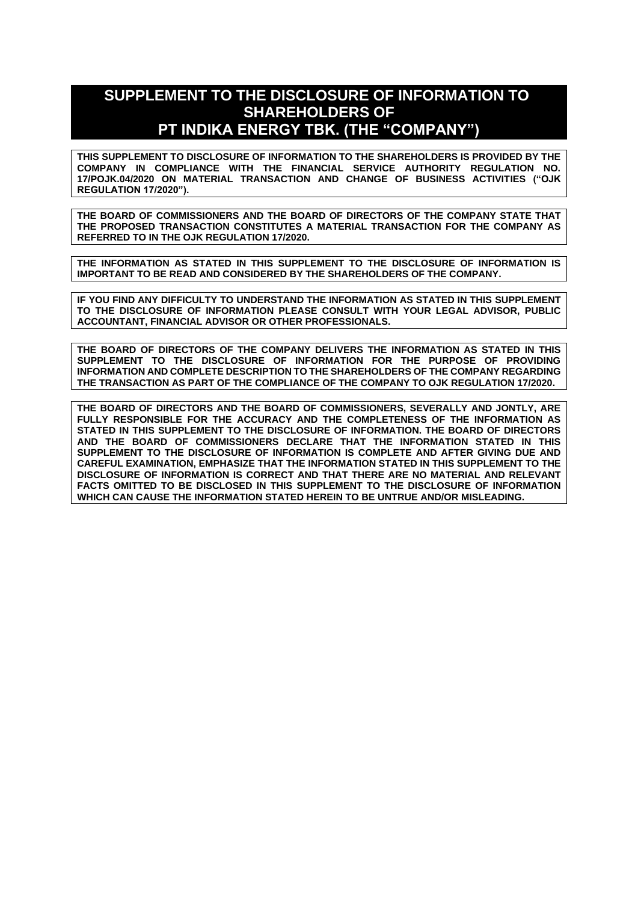# SUPPLEMENT TO THE DISCLOSURE OF INFORMATION TO SHAREHOLDERS OF PT INDIKA ENERGY TBK. (THE "COMPANY")

**THIS SUPPLEMENT TO DISCLOSURE OF INFORMATION TO THE SHAREHOLDERS IS PROVIDED BY THE COMPANY IN COMPLIANCE WITH THE FINANCIAL SERVICE AUTHORITY REGULATION NO. 17/POJK.04/2020 ON MATERIAL TRANSACTION AND CHANGE OF BUSINESS ACTIVITIES ("OJK REGULATION 17/2020").**

**THE BOARD OF COMMISSIONERS AND THE BOARD OF DIRECTORS OF THE COMPANY STATE THAT THE PROPOSED TRANSACTION CONSTITUTES A MATERIAL TRANSACTION FOR THE COMPANY AS REFERRED TO IN THE OJK REGULATION 17/2020.**

**THE INFORMATION AS STATED IN THIS SUPPLEMENT TO THE DISCLOSURE OF INFORMATION IS IMPORTANT TO BE READ AND CONSIDERED BY THE SHAREHOLDERS OF THE COMPANY.**

**IF YOU FIND ANY DIFFICULTY TO UNDERSTAND THE INFORMATION AS STATED IN THIS SUPPLEMENT TO THE DISCLOSURE OF INFORMATION PLEASE CONSULT WITH YOUR LEGAL ADVISOR, PUBLIC ACCOUNTANT, FINANCIAL ADVISOR OR OTHER PROFESSIONALS.**

**THE BOARD OF DIRECTORS OF THE COMPANY DELIVERS THE INFORMATION AS STATED IN THIS SUPPLEMENT TO THE DISCLOSURE OF INFORMATION FOR THE PURPOSE OF PROVIDING INFORMATION AND COMPLETE DESCRIPTION TO THE SHAREHOLDERS OF THE COMPANY REGARDING THE TRANSACTION AS PART OF THE COMPLIANCE OF THE COMPANY TO OJK REGULATION 17/2020.**

**THE BOARD OF DIRECTORS AND THE BOARD OF COMMISSIONERS, SEVERALLY AND JONTLY, ARE FULLY RESPONSIBLE FOR THE ACCURACY AND THE COMPLETENESS OF THE INFORMATION AS STATED IN THIS SUPPLEMENT TO THE DISCLOSURE OF INFORMATION. THE BOARD OF DIRECTORS AND THE BOARD OF COMMISSIONERS DECLARE THAT THE INFORMATION STATED IN THIS SUPPLEMENT TO THE DISCLOSURE OF INFORMATION IS COMPLETE AND AFTER GIVING DUE AND CAREFUL EXAMINATION, EMPHASIZE THAT THE INFORMATION STATED IN THIS SUPPLEMENT TO THE DISCLOSURE OF INFORMATION IS CORRECT AND THAT THERE ARE NO MATERIAL AND RELEVANT FACTS OMITTED TO BE DISCLOSED IN THIS SUPPLEMENT TO THE DISCLOSURE OF INFORMATION WHICH CAN CAUSE THE INFORMATION STATED HEREIN TO BE UNTRUE AND/OR MISLEADING.**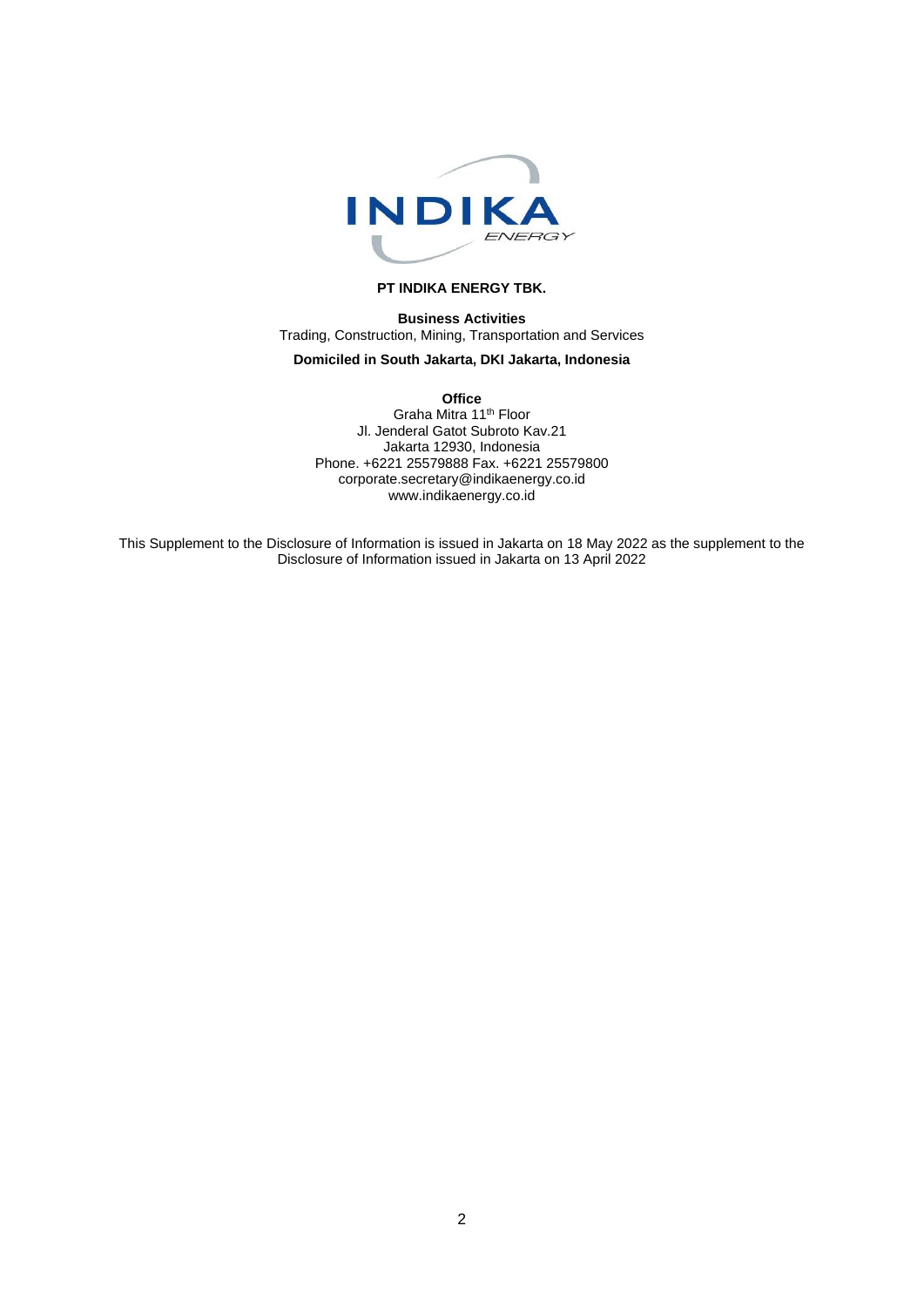**PT INDIKA ENERGY TBK.**

**Business Activities**

Trading, Construction, Mining, Transportation and Services

**Domiciled in South Jakarta, DKI Jakarta, Indonesia**

**Office**

Graha Mitra 11th Floor
Jl. Jenderal Gatot Subroto Kav.21
Jakarta 12930, Indonesia
Phone. +6221 25579888 Fax. +6221 25579800
corporate.secretary@indikaenergy.co.id
www.indikaenergy.co.id

This Supplement to the Disclosure of Information is issued in Jakarta on 18 May 2022 as the supplement to the Disclosure of Information issued in Jakarta on 13 April 2022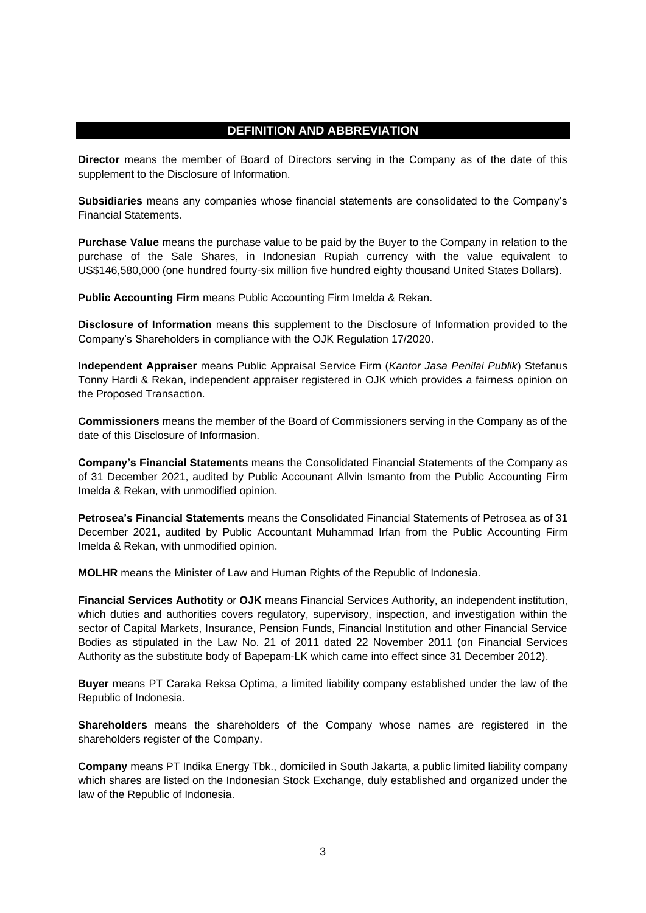## DEFINITION AND ABBREVIATION

**Director** means the member of Board of Directors serving in the Company as of the date of this supplement to the Disclosure of Information.

**Subsidiaries** means any companies whose financial statements are consolidated to the Company's Financial Statements.

**Purchase Value** means the purchase value to be paid by the Buyer to the Company in relation to the purchase of the Sale Shares, in Indonesian Rupiah currency with the value equivalent to US$146,580,000 (one hundred fourty-six million five hundred eighty thousand United States Dollars).

**Public Accounting Firm** means Public Accounting Firm Imelda & Rekan.

**Disclosure of Information** means this supplement to the Disclosure of Information provided to the Company's Shareholders in compliance with the OJK Regulation 17/2020.

**Independent Appraiser** means Public Appraisal Service Firm (*Kantor Jasa Penilai Publik*) Stefanus Tonny Hardi & Rekan, independent appraiser registered in OJK which provides a fairness opinion on the Proposed Transaction.

**Commissioners** means the member of the Board of Commissioners serving in the Company as of the date of this Disclosure of Informasion.

**Company's Financial Statements** means the Consolidated Financial Statements of the Company as of 31 December 2021, audited by Public Accounant Allvin Ismanto from the Public Accounting Firm Imelda & Rekan, with unmodified opinion.

**Petrosea's Financial Statements** means the Consolidated Financial Statements of Petrosea as of 31 December 2021, audited by Public Accountant Muhammad Irfan from the Public Accounting Firm Imelda & Rekan, with unmodified opinion.

**MOLHR** means the Minister of Law and Human Rights of the Republic of Indonesia.

**Financial Services Authotity** or **OJK** means Financial Services Authority, an independent institution, which duties and authorities covers regulatory, supervisory, inspection, and investigation within the sector of Capital Markets, Insurance, Pension Funds, Financial Institution and other Financial Service Bodies as stipulated in the Law No. 21 of 2011 dated 22 November 2011 (on Financial Services Authority as the substitute body of Bapepam-LK which came into effect since 31 December 2012).

**Buyer** means PT Caraka Reksa Optima, a limited liability company established under the law of the Republic of Indonesia.

**Shareholders** means the shareholders of the Company whose names are registered in the shareholders register of the Company.

**Company** means PT Indika Energy Tbk., domiciled in South Jakarta, a public limited liability company which shares are listed on the Indonesian Stock Exchange, duly established and organized under the law of the Republic of Indonesia.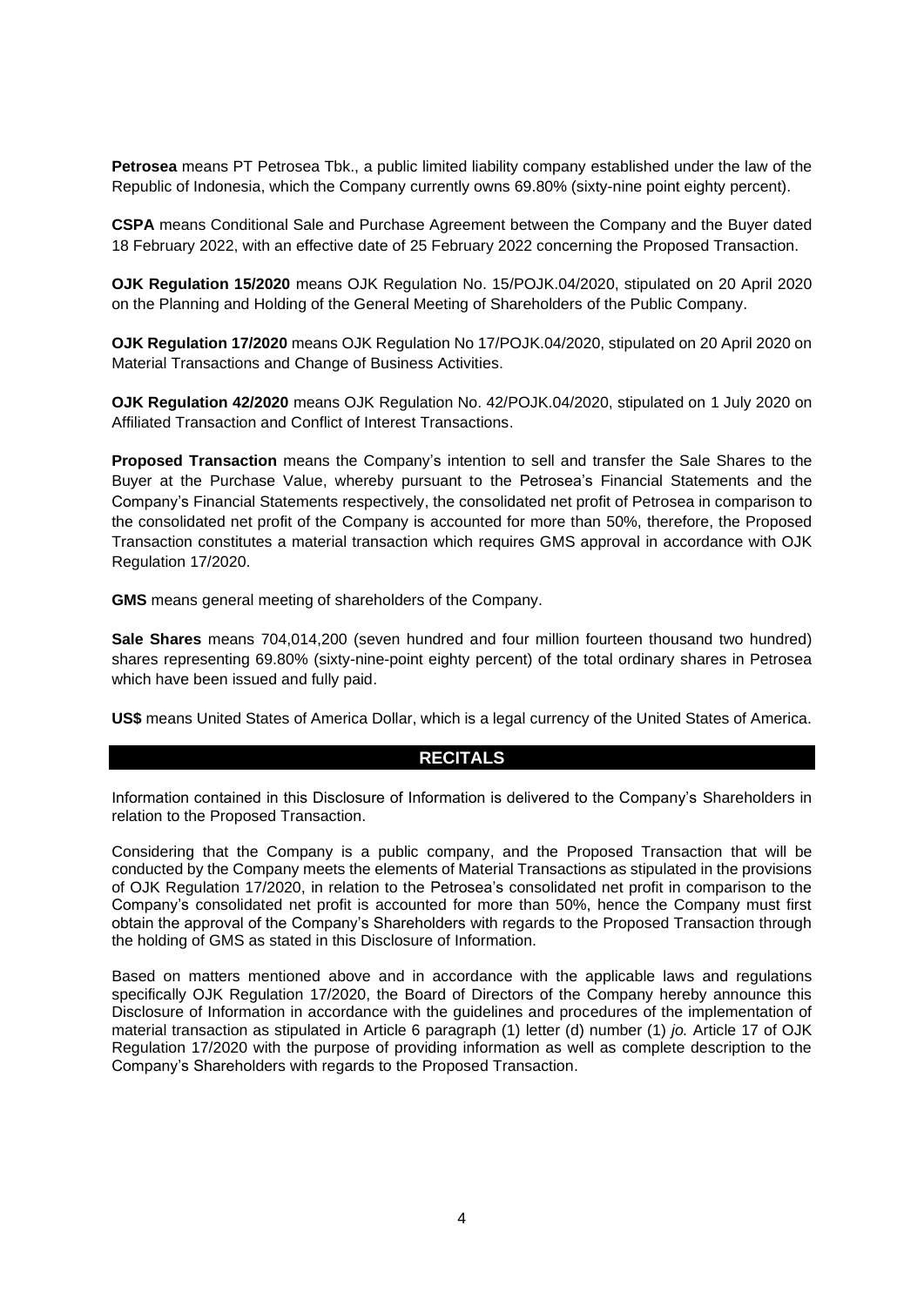**Petrosea** means PT Petrosea Tbk., a public limited liability company established under the law of the Republic of Indonesia, which the Company currently owns 69.80% (sixty-nine point eighty percent).

**CSPA** means Conditional Sale and Purchase Agreement between the Company and the Buyer dated 18 February 2022, with an effective date of 25 February 2022 concerning the Proposed Transaction.

**OJK Regulation 15/2020** means OJK Regulation No. 15/POJK.04/2020, stipulated on 20 April 2020 on the Planning and Holding of the General Meeting of Shareholders of the Public Company.

**OJK Regulation 17/2020** means OJK Regulation No 17/POJK.04/2020, stipulated on 20 April 2020 on Material Transactions and Change of Business Activities.

**OJK Regulation 42/2020** means OJK Regulation No. 42/POJK.04/2020, stipulated on 1 July 2020 on Affiliated Transaction and Conflict of Interest Transactions.

**Proposed Transaction** means the Company's intention to sell and transfer the Sale Shares to the Buyer at the Purchase Value, whereby pursuant to the Petrosea's Financial Statements and the Company's Financial Statements respectively, the consolidated net profit of Petrosea in comparison to the consolidated net profit of the Company is accounted for more than 50%, therefore, the Proposed Transaction constitutes a material transaction which requires GMS approval in accordance with OJK Regulation 17/2020.

**GMS** means general meeting of shareholders of the Company.

**Sale Shares** means 704,014,200 (seven hundred and four million fourteen thousand two hundred) shares representing 69.80% (sixty-nine-point eighty percent) of the total ordinary shares in Petrosea which have been issued and fully paid.

**US$** means United States of America Dollar, which is a legal currency of the United States of America.

## RECITALS

Information contained in this Disclosure of Information is delivered to the Company's Shareholders in relation to the Proposed Transaction.

Considering that the Company is a public company, and the Proposed Transaction that will be conducted by the Company meets the elements of Material Transactions as stipulated in the provisions of OJK Regulation 17/2020, in relation to the Petrosea's consolidated net profit in comparison to the Company's consolidated net profit is accounted for more than 50%, hence the Company must first obtain the approval of the Company's Shareholders with regards to the Proposed Transaction through the holding of GMS as stated in this Disclosure of Information.

Based on matters mentioned above and in accordance with the applicable laws and regulations specifically OJK Regulation 17/2020, the Board of Directors of the Company hereby announce this Disclosure of Information in accordance with the guidelines and procedures of the implementation of material transaction as stipulated in Article 6 paragraph (1) letter (d) number (1) *jo.* Article 17 of OJK Regulation 17/2020 with the purpose of providing information as well as complete description to the Company's Shareholders with regards to the Proposed Transaction.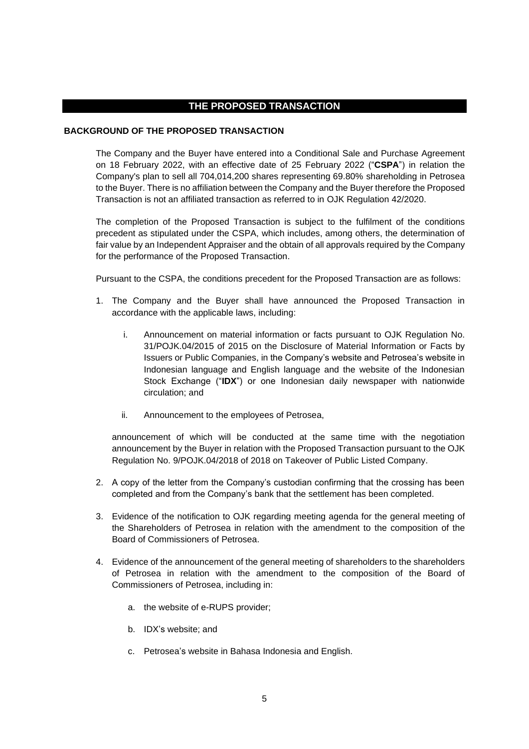# THE PROPOSED TRANSACTION

## BACKGROUND OF THE PROPOSED TRANSACTION

The Company and the Buyer have entered into a Conditional Sale and Purchase Agreement on 18 February 2022, with an effective date of 25 February 2022 ("**CSPA**") in relation the Company's plan to sell all 704,014,200 shares representing 69.80% shareholding in Petrosea to the Buyer. There is no affiliation between the Company and the Buyer therefore the Proposed Transaction is not an affiliated transaction as referred to in OJK Regulation 42/2020.

The completion of the Proposed Transaction is subject to the fulfilment of the conditions precedent as stipulated under the CSPA, which includes, among others, the determination of fair value by an Independent Appraiser and the obtain of all approvals required by the Company for the performance of the Proposed Transaction.

Pursuant to the CSPA, the conditions precedent for the Proposed Transaction are as follows:

1. The Company and the Buyer shall have announced the Proposed Transaction in accordance with the applicable laws, including:

   i. Announcement on material information or facts pursuant to OJK Regulation No. 31/POJK.04/2015 of 2015 on the Disclosure of Material Information or Facts by Issuers or Public Companies, in the Company's website and Petrosea's website in Indonesian language and English language and the website of the Indonesian Stock Exchange ("**IDX**") or one Indonesian daily newspaper with nationwide circulation; and

   ii. Announcement to the employees of Petrosea,

   announcement of which will be conducted at the same time with the negotiation announcement by the Buyer in relation with the Proposed Transaction pursuant to the OJK Regulation No. 9/POJK.04/2018 of 2018 on Takeover of Public Listed Company.

2. A copy of the letter from the Company's custodian confirming that the crossing has been completed and from the Company's bank that the settlement has been completed.

3. Evidence of the notification to OJK regarding meeting agenda for the general meeting of the Shareholders of Petrosea in relation with the amendment to the composition of the Board of Commissioners of Petrosea.

4. Evidence of the announcement of the general meeting of shareholders to the shareholders of Petrosea in relation with the amendment to the composition of the Board of Commissioners of Petrosea, including in:

   a. the website of e-RUPS provider;

   b. IDX's website; and

   c. Petrosea's website in Bahasa Indonesia and English.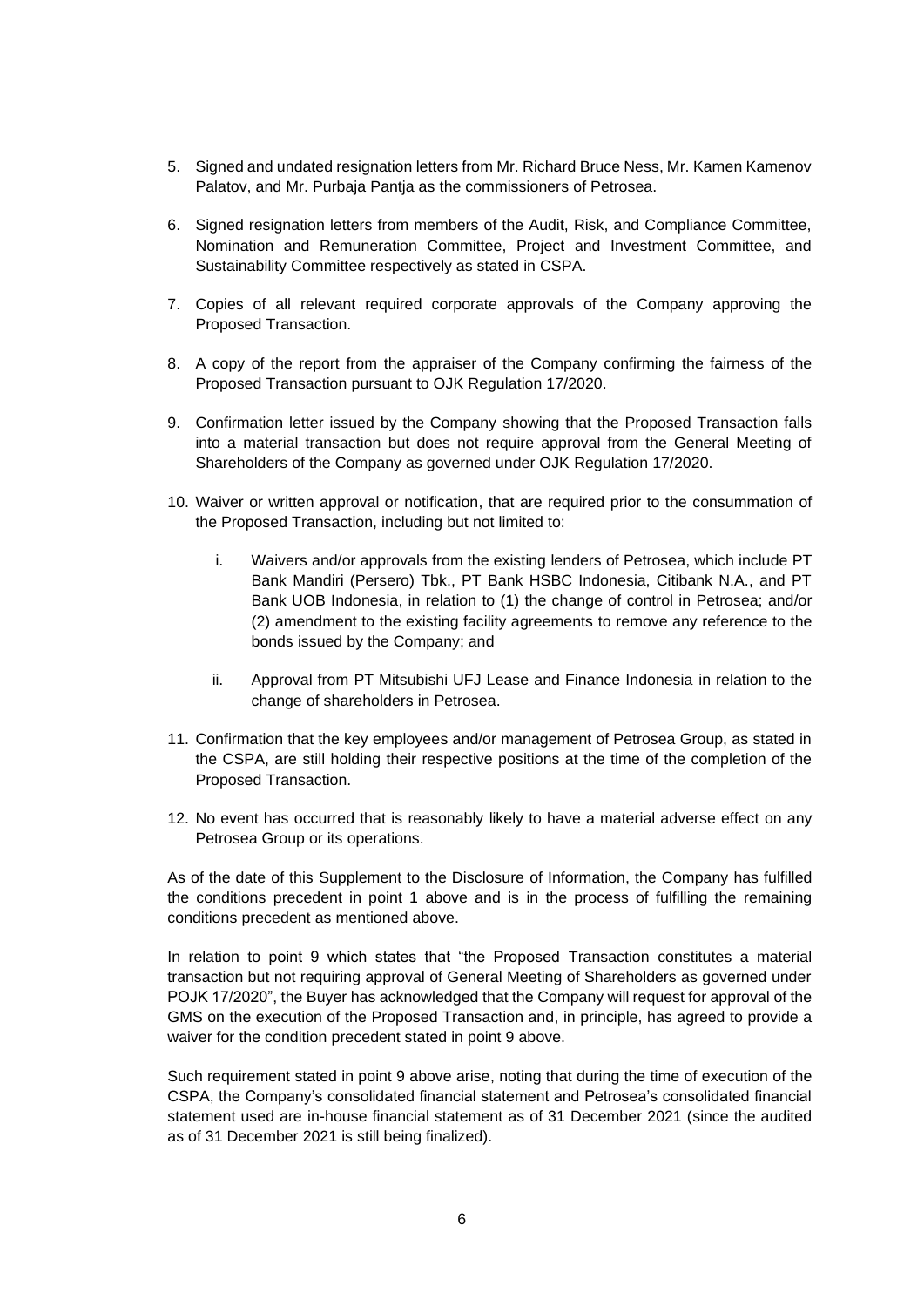5. Signed and undated resignation letters from Mr. Richard Bruce Ness, Mr. Kamen Kamenov Palatov, and Mr. Purbaja Pantja as the commissioners of Petrosea.

6. Signed resignation letters from members of the Audit, Risk, and Compliance Committee, Nomination and Remuneration Committee, Project and Investment Committee, and Sustainability Committee respectively as stated in CSPA.

7. Copies of all relevant required corporate approvals of the Company approving the Proposed Transaction.

8. A copy of the report from the appraiser of the Company confirming the fairness of the Proposed Transaction pursuant to OJK Regulation 17/2020.

9. Confirmation letter issued by the Company showing that the Proposed Transaction falls into a material transaction but does not require approval from the General Meeting of Shareholders of the Company as governed under OJK Regulation 17/2020.

10. Waiver or written approval or notification, that are required prior to the consummation of the Proposed Transaction, including but not limited to:

    i. Waivers and/or approvals from the existing lenders of Petrosea, which include PT Bank Mandiri (Persero) Tbk., PT Bank HSBC Indonesia, Citibank N.A., and PT Bank UOB Indonesia, in relation to (1) the change of control in Petrosea; and/or (2) amendment to the existing facility agreements to remove any reference to the bonds issued by the Company; and

    ii. Approval from PT Mitsubishi UFJ Lease and Finance Indonesia in relation to the change of shareholders in Petrosea.

11. Confirmation that the key employees and/or management of Petrosea Group, as stated in the CSPA, are still holding their respective positions at the time of the completion of the Proposed Transaction.

12. No event has occurred that is reasonably likely to have a material adverse effect on any Petrosea Group or its operations.

As of the date of this Supplement to the Disclosure of Information, the Company has fulfilled the conditions precedent in point 1 above and is in the process of fulfilling the remaining conditions precedent as mentioned above.

In relation to point 9 which states that "the Proposed Transaction constitutes a material transaction but not requiring approval of General Meeting of Shareholders as governed under POJK 17/2020", the Buyer has acknowledged that the Company will request for approval of the GMS on the execution of the Proposed Transaction and, in principle, has agreed to provide a waiver for the condition precedent stated in point 9 above.

Such requirement stated in point 9 above arise, noting that during the time of execution of the CSPA, the Company's consolidated financial statement and Petrosea's consolidated financial statement used are in-house financial statement as of 31 December 2021 (since the audited as of 31 December 2021 is still being finalized).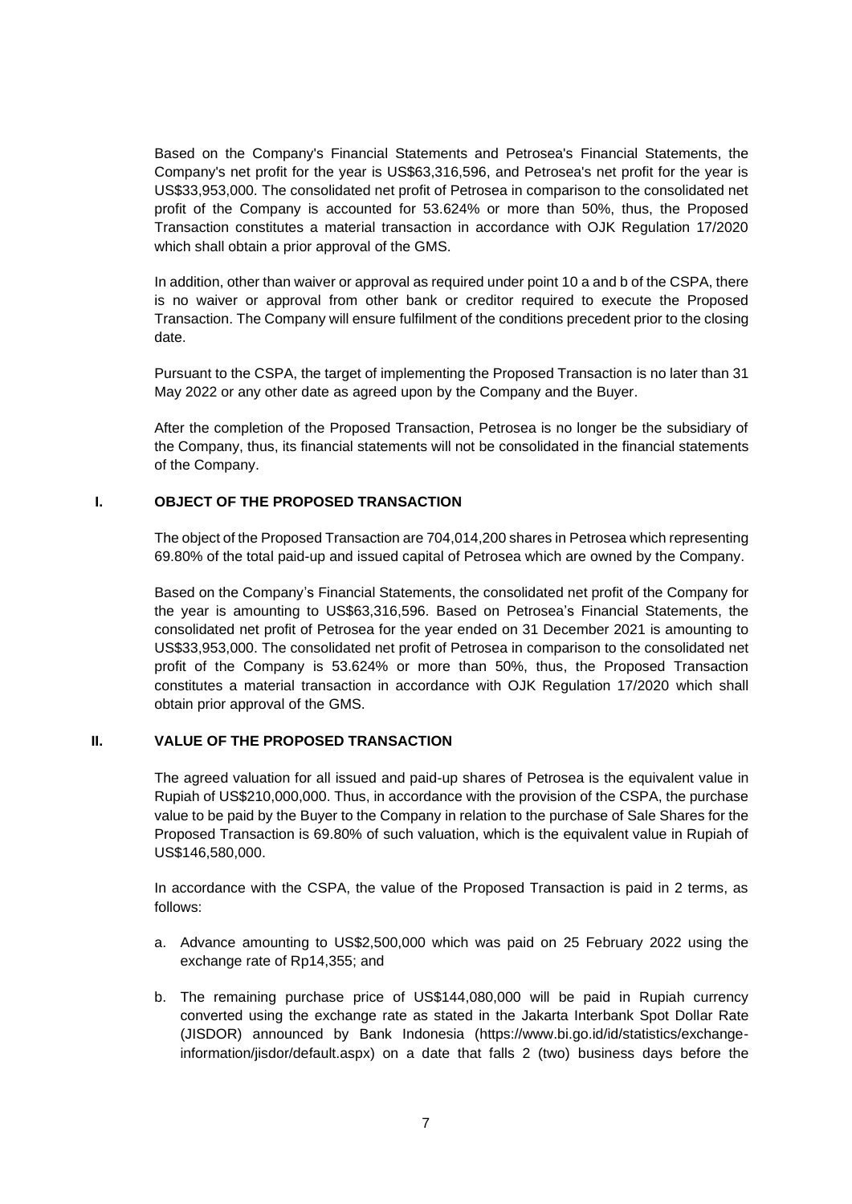Based on the Company's Financial Statements and Petrosea's Financial Statements, the Company's net profit for the year is US$63,316,596, and Petrosea's net profit for the year is US$33,953,000. The consolidated net profit of Petrosea in comparison to the consolidated net profit of the Company is accounted for 53.624% or more than 50%, thus, the Proposed Transaction constitutes a material transaction in accordance with OJK Regulation 17/2020 which shall obtain a prior approval of the GMS.

In addition, other than waiver or approval as required under point 10 a and b of the CSPA, there is no waiver or approval from other bank or creditor required to execute the Proposed Transaction. The Company will ensure fulfilment of the conditions precedent prior to the closing date.

Pursuant to the CSPA, the target of implementing the Proposed Transaction is no later than 31 May 2022 or any other date as agreed upon by the Company and the Buyer.

After the completion of the Proposed Transaction, Petrosea is no longer be the subsidiary of the Company, thus, its financial statements will not be consolidated in the financial statements of the Company.

## I. OBJECT OF THE PROPOSED TRANSACTION

The object of the Proposed Transaction are 704,014,200 shares in Petrosea which representing 69.80% of the total paid-up and issued capital of Petrosea which are owned by the Company.

Based on the Company's Financial Statements, the consolidated net profit of the Company for the year is amounting to US$63,316,596. Based on Petrosea's Financial Statements, the consolidated net profit of Petrosea for the year ended on 31 December 2021 is amounting to US$33,953,000. The consolidated net profit of Petrosea in comparison to the consolidated net profit of the Company is 53.624% or more than 50%, thus, the Proposed Transaction constitutes a material transaction in accordance with OJK Regulation 17/2020 which shall obtain prior approval of the GMS.

## II. VALUE OF THE PROPOSED TRANSACTION

The agreed valuation for all issued and paid-up shares of Petrosea is the equivalent value in Rupiah of US$210,000,000. Thus, in accordance with the provision of the CSPA, the purchase value to be paid by the Buyer to the Company in relation to the purchase of Sale Shares for the Proposed Transaction is 69.80% of such valuation, which is the equivalent value in Rupiah of US$146,580,000.

In accordance with the CSPA, the value of the Proposed Transaction is paid in 2 terms, as follows:

a. Advance amounting to US$2,500,000 which was paid on 25 February 2022 using the exchange rate of Rp14,355; and

b. The remaining purchase price of US$144,080,000 will be paid in Rupiah currency converted using the exchange rate as stated in the Jakarta Interbank Spot Dollar Rate (JISDOR) announced by Bank Indonesia (https://www.bi.go.id/id/statistics/exchange-information/jisdor/default.aspx) on a date that falls 2 (two) business days before the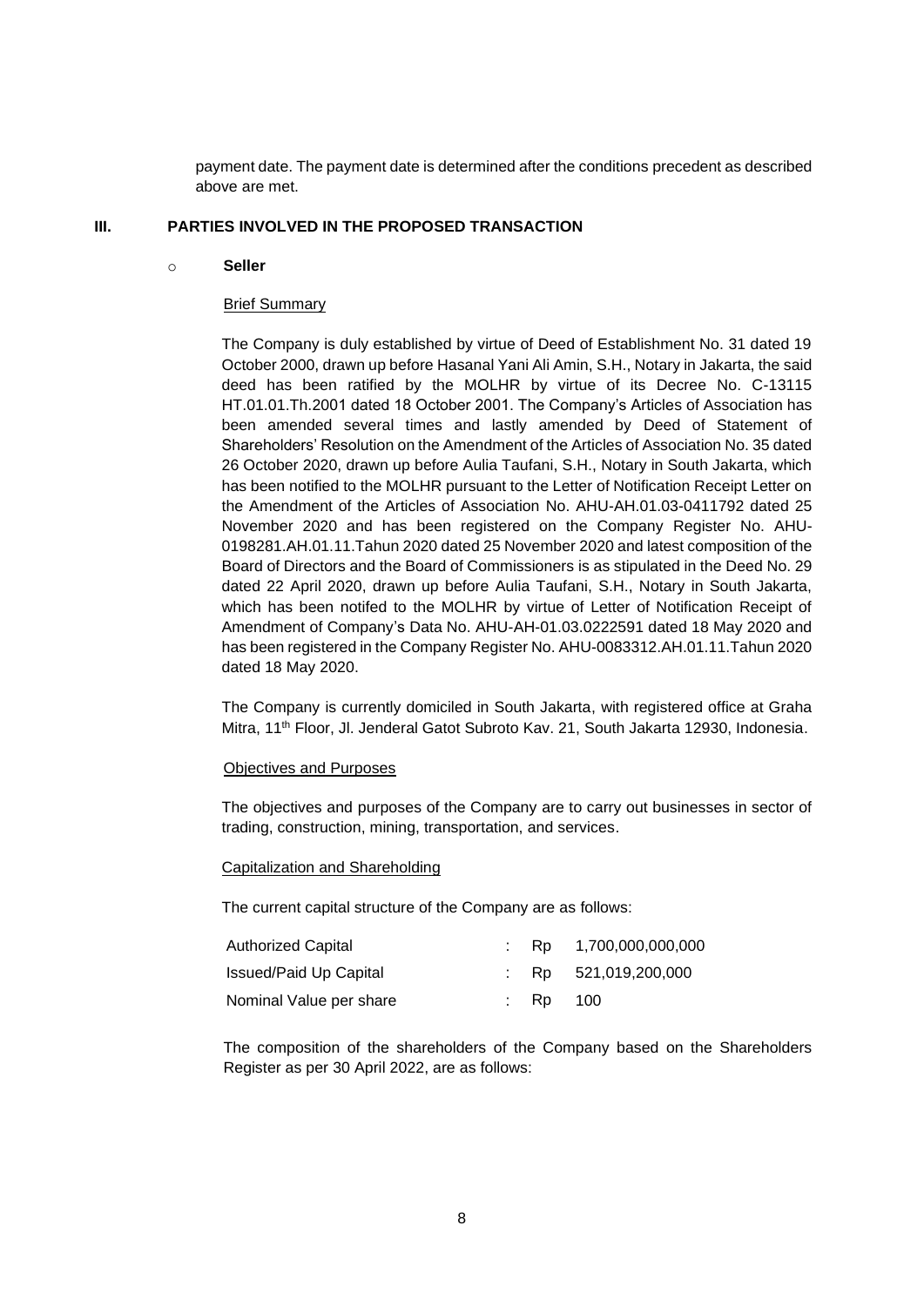payment date. The payment date is determined after the conditions precedent as described above are met.

## III. PARTIES INVOLVED IN THE PROPOSED TRANSACTION

- **Seller**

Brief Summary

The Company is duly established by virtue of Deed of Establishment No. 31 dated 19 October 2000, drawn up before Hasanal Yani Ali Amin, S.H., Notary in Jakarta, the said deed has been ratified by the MOLHR by virtue of its Decree No. C-13115 HT.01.01.Th.2001 dated 18 October 2001. The Company's Articles of Association has been amended several times and lastly amended by Deed of Statement of Shareholders' Resolution on the Amendment of the Articles of Association No. 35 dated 26 October 2020, drawn up before Aulia Taufani, S.H., Notary in South Jakarta, which has been notified to the MOLHR pursuant to the Letter of Notification Receipt Letter on the Amendment of the Articles of Association No. AHU-AH.01.03-0411792 dated 25 November 2020 and has been registered on the Company Register No. AHU-0198281.AH.01.11.Tahun 2020 dated 25 November 2020 and latest composition of the Board of Directors and the Board of Commissioners is as stipulated in the Deed No. 29 dated 22 April 2020, drawn up before Aulia Taufani, S.H., Notary in South Jakarta, which has been notifed to the MOLHR by virtue of Letter of Notification Receipt of Amendment of Company's Data No. AHU-AH-01.03.0222591 dated 18 May 2020 and has been registered in the Company Register No. AHU-0083312.AH.01.11.Tahun 2020 dated 18 May 2020.

The Company is currently domiciled in South Jakarta, with registered office at Graha Mitra, 11th Floor, Jl. Jenderal Gatot Subroto Kav. 21, South Jakarta 12930, Indonesia.

Objectives and Purposes

The objectives and purposes of the Company are to carry out businesses in sector of trading, construction, mining, transportation, and services.

Capitalization and Shareholding

The current capital structure of the Company are as follows:

| | | | |
|---|---|---|---|
| Authorized Capital | : | Rp | 1,700,000,000,000 |
| Issued/Paid Up Capital | : | Rp | 521,019,200,000 |
| Nominal Value per share | : | Rp | 100 |

The composition of the shareholders of the Company based on the Shareholders Register as per 30 April 2022, are as follows: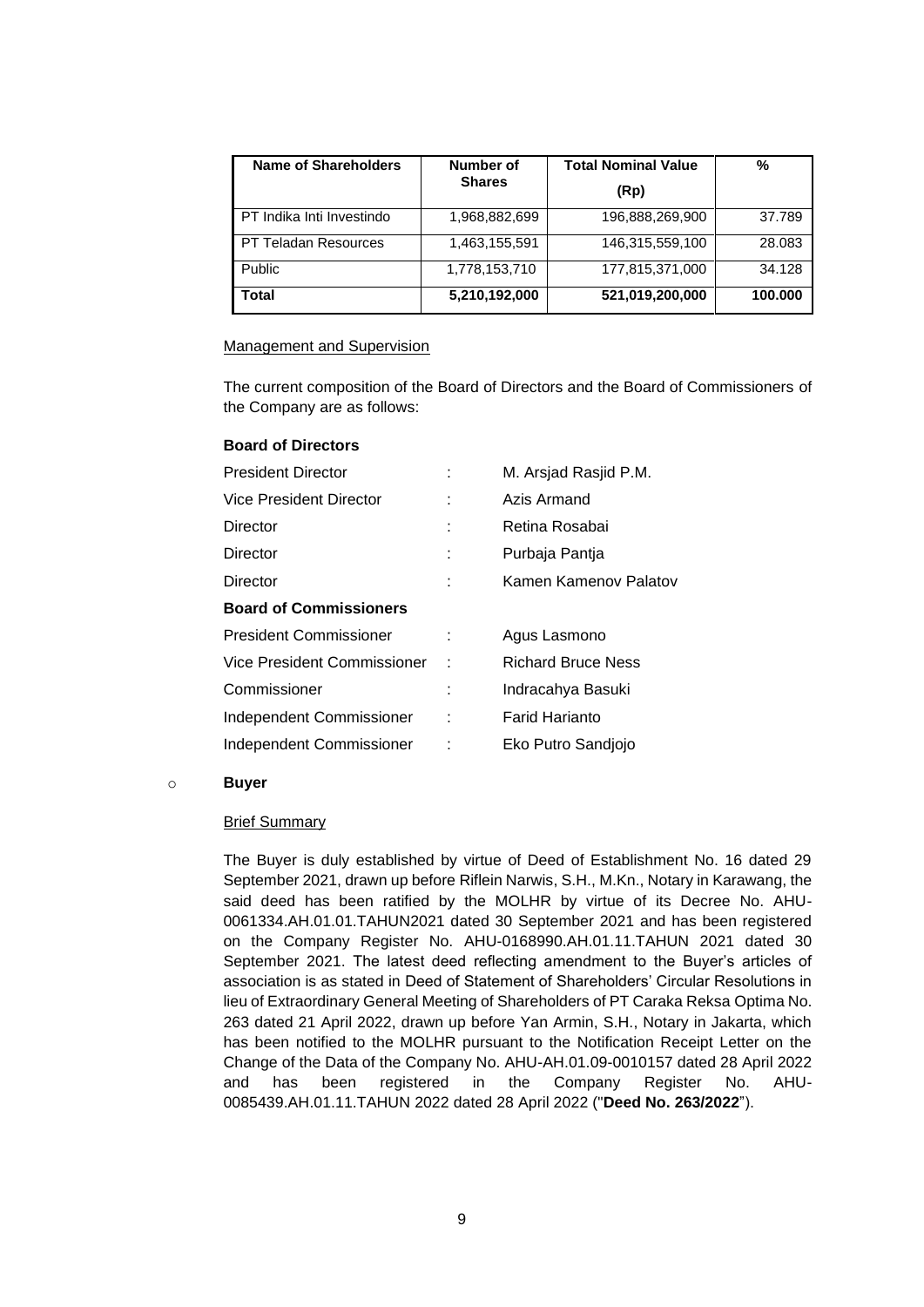| Name of Shareholders | Number of Shares | Total Nominal Value (Rp) | % |
|---|---|---|---|
| PT Indika Inti Investindo | 1,968,882,699 | 196,888,269,900 | 37.789 |
| PT Teladan Resources | 1,463,155,591 | 146,315,559,100 | 28.083 |
| Public | 1,778,153,710 | 177,815,371,000 | 34.128 |
| **Total** | **5,210,192,000** | **521,019,200,000** | **100.000** |

Management and Supervision

The current composition of the Board of Directors and the Board of Commissioners of the Company are as follows:

**Board of Directors**

| | | |
|---|---|---|
| President Director | : | M. Arsjad Rasjid P.M. |
| Vice President Director | : | Azis Armand |
| Director | : | Retina Rosabai |
| Director | : | Purbaja Pantja |
| Director | : | Kamen Kamenov Palatov |

**Board of Commissioners**

| | | |
|---|---|---|
| President Commissioner | : | Agus Lasmono |
| Vice President Commissioner | : | Richard Bruce Ness |
| Commissioner | : | Indracahya Basuki |
| Independent Commissioner | : | Farid Harianto |
| Independent Commissioner | : | Eko Putro Sandjojo |

- **Buyer**

Brief Summary

The Buyer is duly established by virtue of Deed of Establishment No. 16 dated 29 September 2021, drawn up before Riflein Narwis, S.H., M.Kn., Notary in Karawang, the said deed has been ratified by the MOLHR by virtue of its Decree No. AHU-0061334.AH.01.01.TAHUN2021 dated 30 September 2021 and has been registered on the Company Register No. AHU-0168990.AH.01.11.TAHUN 2021 dated 30 September 2021. The latest deed reflecting amendment to the Buyer's articles of association is as stated in Deed of Statement of Shareholders' Circular Resolutions in lieu of Extraordinary General Meeting of Shareholders of PT Caraka Reksa Optima No. 263 dated 21 April 2022, drawn up before Yan Armin, S.H., Notary in Jakarta, which has been notified to the MOLHR pursuant to the Notification Receipt Letter on the Change of the Data of the Company No. AHU-AH.01.09-0010157 dated 28 April 2022 and has been registered in the Company Register No. AHU-0085439.AH.01.11.TAHUN 2022 dated 28 April 2022 ("**Deed No. 263/2022**").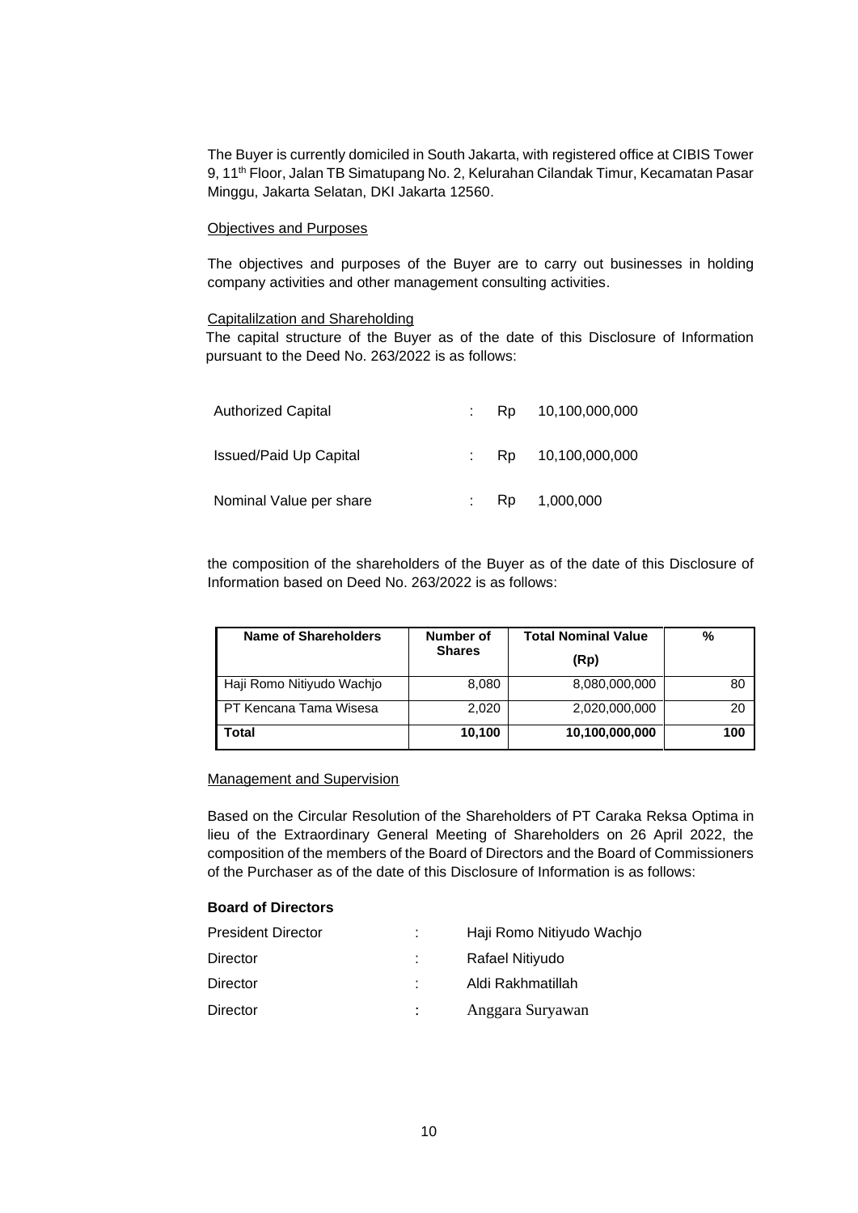The Buyer is currently domiciled in South Jakarta, with registered office at CIBIS Tower 9, 11th Floor, Jalan TB Simatupang No. 2, Kelurahan Cilandak Timur, Kecamatan Pasar Minggu, Jakarta Selatan, DKI Jakarta 12560.

Objectives and Purposes

The objectives and purposes of the Buyer are to carry out businesses in holding company activities and other management consulting activities.

Capitalilzation and Shareholding

The capital structure of the Buyer as of the date of this Disclosure of Information pursuant to the Deed No. 263/2022 is as follows:

| | | | |
|---|---|---|---|
| Authorized Capital | : | Rp | 10,100,000,000 |
| Issued/Paid Up Capital | : | Rp | 10,100,000,000 |
| Nominal Value per share | : | Rp | 1,000,000 |

the composition of the shareholders of the Buyer as of the date of this Disclosure of Information based on Deed No. 263/2022 is as follows:

| Name of Shareholders | Number of Shares | Total Nominal Value (Rp) | % |
|---|---|---|---|
| Haji Romo Nitiyudo Wachjo | 8,080 | 8,080,000,000 | 80 |
| PT Kencana Tama Wisesa | 2,020 | 2,020,000,000 | 20 |
| **Total** | **10,100** | **10,100,000,000** | **100** |

Management and Supervision

Based on the Circular Resolution of the Shareholders of PT Caraka Reksa Optima in lieu of the Extraordinary General Meeting of Shareholders on 26 April 2022, the composition of the members of the Board of Directors and the Board of Commissioners of the Purchaser as of the date of this Disclosure of Information is as follows:

**Board of Directors**

| | | |
|---|---|---|
| President Director | : | Haji Romo Nitiyudo Wachjo |
| Director | : | Rafael Nitiyudo |
| Director | : | Aldi Rakhmatillah |
| Director | : | Anggara Suryawan |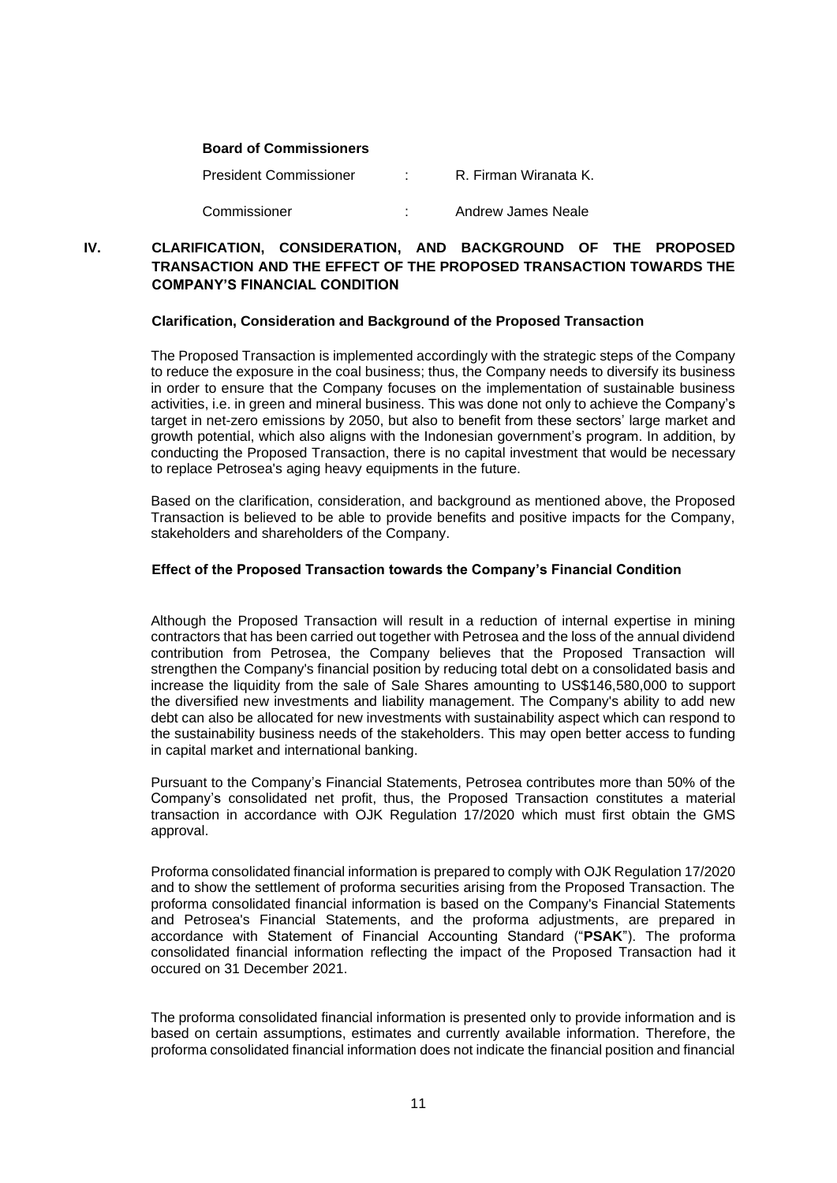**Board of Commissioners**

| | | |
|---|---|---|
| President Commissioner | : | R. Firman Wiranata K. |
| Commissioner | : | Andrew James Neale |

## IV. CLARIFICATION, CONSIDERATION, AND BACKGROUND OF THE PROPOSED TRANSACTION AND THE EFFECT OF THE PROPOSED TRANSACTION TOWARDS THE COMPANY'S FINANCIAL CONDITION

**Clarification, Consideration and Background of the Proposed Transaction**

The Proposed Transaction is implemented accordingly with the strategic steps of the Company to reduce the exposure in the coal business; thus, the Company needs to diversify its business in order to ensure that the Company focuses on the implementation of sustainable business activities, i.e. in green and mineral business. This was done not only to achieve the Company's target in net-zero emissions by 2050, but also to benefit from these sectors' large market and growth potential, which also aligns with the Indonesian government's program. In addition, by conducting the Proposed Transaction, there is no capital investment that would be necessary to replace Petrosea's aging heavy equipments in the future.

Based on the clarification, consideration, and background as mentioned above, the Proposed Transaction is believed to be able to provide benefits and positive impacts for the Company, stakeholders and shareholders of the Company.

**Effect of the Proposed Transaction towards the Company's Financial Condition**

Although the Proposed Transaction will result in a reduction of internal expertise in mining contractors that has been carried out together with Petrosea and the loss of the annual dividend contribution from Petrosea, the Company believes that the Proposed Transaction will strengthen the Company's financial position by reducing total debt on a consolidated basis and increase the liquidity from the sale of Sale Shares amounting to US$146,580,000 to support the diversified new investments and liability management. The Company's ability to add new debt can also be allocated for new investments with sustainability aspect which can respond to the sustainability business needs of the stakeholders. This may open better access to funding in capital market and international banking.

Pursuant to the Company's Financial Statements, Petrosea contributes more than 50% of the Company's consolidated net profit, thus, the Proposed Transaction constitutes a material transaction in accordance with OJK Regulation 17/2020 which must first obtain the GMS approval.

Proforma consolidated financial information is prepared to comply with OJK Regulation 17/2020 and to show the settlement of proforma securities arising from the Proposed Transaction. The proforma consolidated financial information is based on the Company's Financial Statements and Petrosea's Financial Statements, and the proforma adjustments, are prepared in accordance with Statement of Financial Accounting Standard ("**PSAK**"). The proforma consolidated financial information reflecting the impact of the Proposed Transaction had it occured on 31 December 2021.

The proforma consolidated financial information is presented only to provide information and is based on certain assumptions, estimates and currently available information. Therefore, the proforma consolidated financial information does not indicate the financial position and financial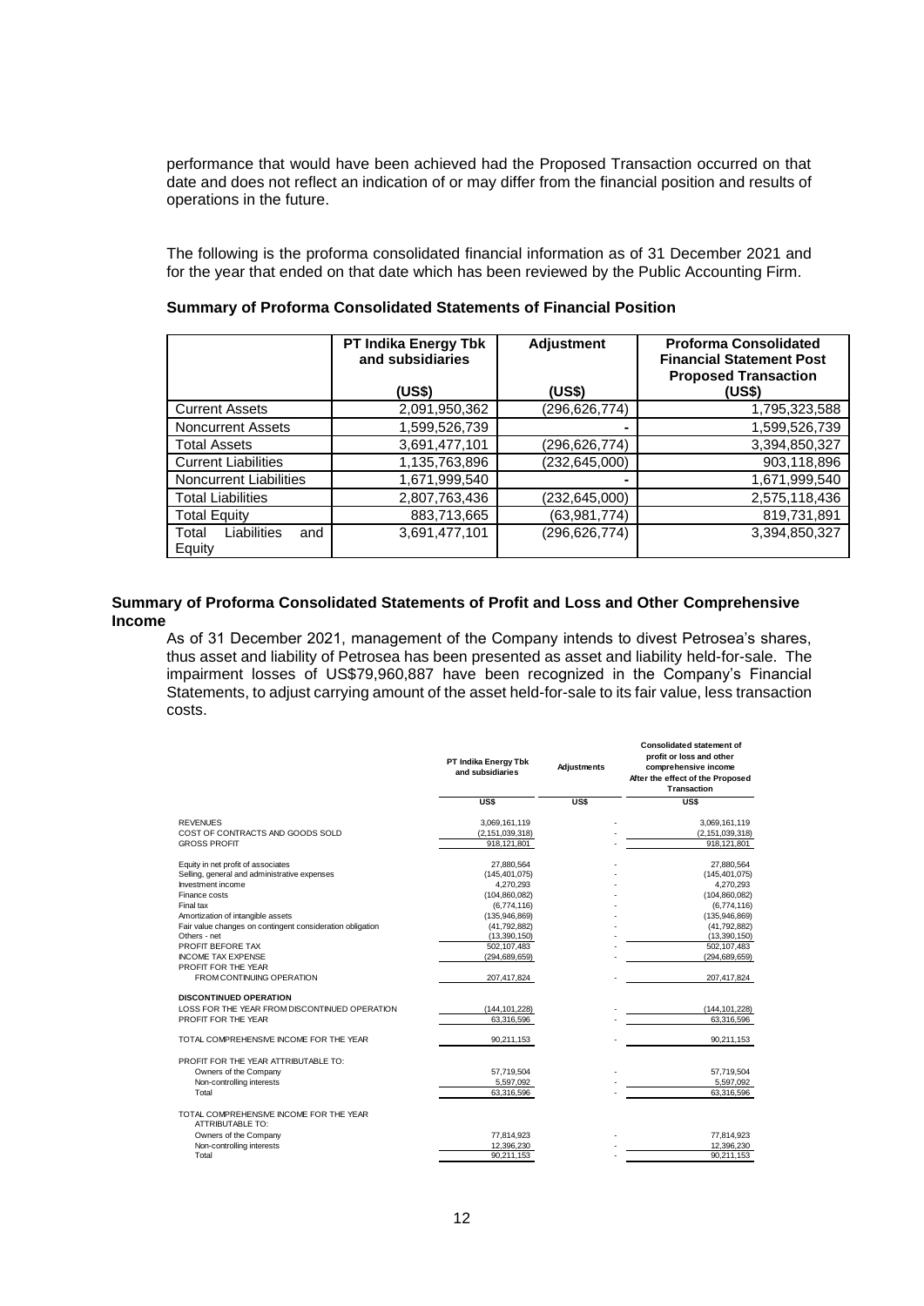performance that would have been achieved had the Proposed Transaction occurred on that date and does not reflect an indication of or may differ from the financial position and results of operations in the future.

The following is the proforma consolidated financial information as of 31 December 2021 and for the year that ended on that date which has been reviewed by the Public Accounting Firm.

**Summary of Proforma Consolidated Statements of Financial Position**

| | PT Indika Energy Tbk and subsidiaries (US$) | Adjustment (US$) | Proforma Consolidated Financial Statement Post Proposed Transaction (US$) |
|---|---|---|---|
| Current Assets | 2,091,950,362 | (296,626,774) | 1,795,323,588 |
| Noncurrent Assets | 1,599,526,739 | - | 1,599,526,739 |
| Total Assets | 3,691,477,101 | (296,626,774) | 3,394,850,327 |
| Current Liabilities | 1,135,763,896 | (232,645,000) | 903,118,896 |
| Noncurrent Liabilities | 1,671,999,540 | - | 1,671,999,540 |
| Total Liabilities | 2,807,763,436 | (232,645,000) | 2,575,118,436 |
| Total Equity | 883,713,665 | (63,981,774) | 819,731,891 |
| Total Liabilities and Equity | 3,691,477,101 | (296,626,774) | 3,394,850,327 |

**Summary of Proforma Consolidated Statements of Profit and Loss and Other Comprehensive Income**

As of 31 December 2021, management of the Company intends to divest Petrosea's shares, thus asset and liability of Petrosea has been presented as asset and liability held-for-sale. The impairment losses of US$79,960,887 have been recognized in the Company's Financial Statements, to adjust carrying amount of the asset held-for-sale to its fair value, less transaction costs.

| | PT Indika Energy Tbk and subsidiaries | Adjustments | Consolidated statement of profit or loss and other comprehensive income After the effect of the Proposed Transaction |
|---|---|---|---|
| | US$ | US$ | US$ |
| REVENUES | 3,069,161,119 | - | 3,069,161,119 |
| COST OF CONTRACTS AND GOODS SOLD | (2,151,039,318) | - | (2,151,039,318) |
| GROSS PROFIT | 918,121,801 | - | 918,121,801 |
| Equity in net profit of associates | 27,880,564 | - | 27,880,564 |
| Selling, general and administrative expenses | (145,401,075) | - | (145,401,075) |
| Investment income | 4,270,293 | - | 4,270,293 |
| Finance costs | (104,860,082) | - | (104,860,082) |
| Final tax | (6,774,116) | - | (6,774,116) |
| Amortization of intangible assets | (135,946,869) | - | (135,946,869) |
| Fair value changes on contingent consideration obligation | (41,792,882) | - | (41,792,882) |
| Others - net | (13,390,150) | - | (13,390,150) |
| PROFIT BEFORE TAX | 502,107,483 | - | 502,107,483 |
| INCOME TAX EXPENSE | (294,689,659) | - | (294,689,659) |
| PROFIT FOR THE YEAR FROM CONTINUING OPERATION | 207,417,824 | - | 207,417,824 |
| **DISCONTINUED OPERATION** | | | |
| LOSS FOR THE YEAR FROM DISCONTINUED OPERATION | (144,101,228) | - | (144,101,228) |
| PROFIT FOR THE YEAR | 63,316,596 | - | 63,316,596 |
| TOTAL COMPREHENSIVE INCOME FOR THE YEAR | 90,211,153 | - | 90,211,153 |
| PROFIT FOR THE YEAR ATTRIBUTABLE TO: | | | |
| Owners of the Company | 57,719,504 | - | 57,719,504 |
| Non-controlling interests | 5,597,092 | - | 5,597,092 |
| Total | 63,316,596 | - | 63,316,596 |
| TOTAL COMPREHENSIVE INCOME FOR THE YEAR ATTRIBUTABLE TO: | | | |
| Owners of the Company | 77,814,923 | - | 77,814,923 |
| Non-controlling interests | 12,396,230 | - | 12,396,230 |
| Total | 90,211,153 | - | 90,211,153 |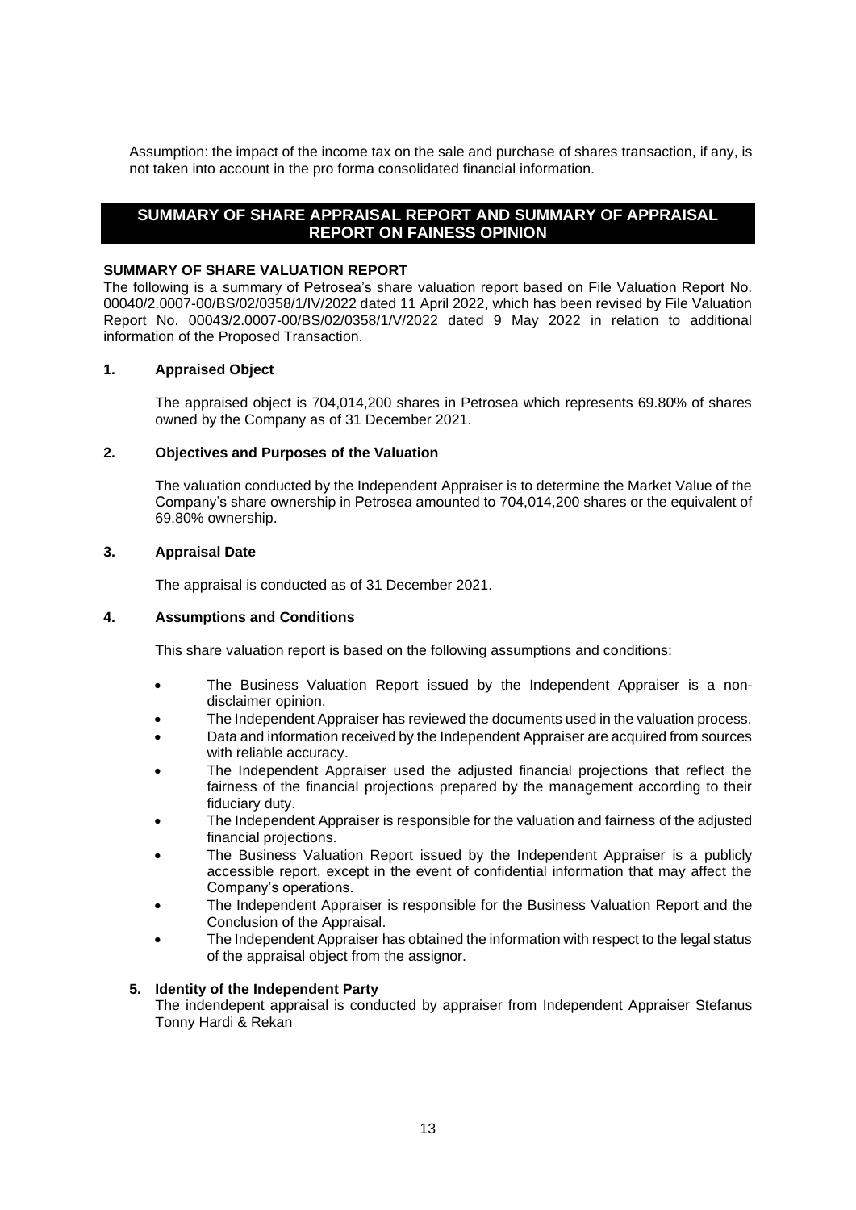Assumption: the impact of the income tax on the sale and purchase of shares transaction, if any, is not taken into account in the pro forma consolidated financial information.

## SUMMARY OF SHARE APPRAISAL REPORT AND SUMMARY OF APPRAISAL REPORT ON FAINESS OPINION

### SUMMARY OF SHARE VALUATION REPORT

The following is a summary of Petrosea's share valuation report based on File Valuation Report No. 00040/2.0007-00/BS/02/0358/1/IV/2022 dated 11 April 2022, which has been revised by File Valuation Report No. 00043/2.0007-00/BS/02/0358/1/V/2022 dated 9 May 2022 in relation to additional information of the Proposed Transaction.

**1. Appraised Object**

The appraised object is 704,014,200 shares in Petrosea which represents 69.80% of shares owned by the Company as of 31 December 2021.

**2. Objectives and Purposes of the Valuation**

The valuation conducted by the Independent Appraiser is to determine the Market Value of the Company's share ownership in Petrosea amounted to 704,014,200 shares or the equivalent of 69.80% ownership.

**3. Appraisal Date**

The appraisal is conducted as of 31 December 2021.

**4. Assumptions and Conditions**

This share valuation report is based on the following assumptions and conditions:

- The Business Valuation Report issued by the Independent Appraiser is a non-disclaimer opinion.
- The Independent Appraiser has reviewed the documents used in the valuation process.
- Data and information received by the Independent Appraiser are acquired from sources with reliable accuracy.
- The Independent Appraiser used the adjusted financial projections that reflect the fairness of the financial projections prepared by the management according to their fiduciary duty.
- The Independent Appraiser is responsible for the valuation and fairness of the adjusted financial projections.
- The Business Valuation Report issued by the Independent Appraiser is a publicly accessible report, except in the event of confidential information that may affect the Company's operations.
- The Independent Appraiser is responsible for the Business Valuation Report and the Conclusion of the Appraisal.
- The Independent Appraiser has obtained the information with respect to the legal status of the appraisal object from the assignor.

**5. Identity of the Independent Party**

The indendepent appraisal is conducted by appraiser from Independent Appraiser Stefanus Tonny Hardi & Rekan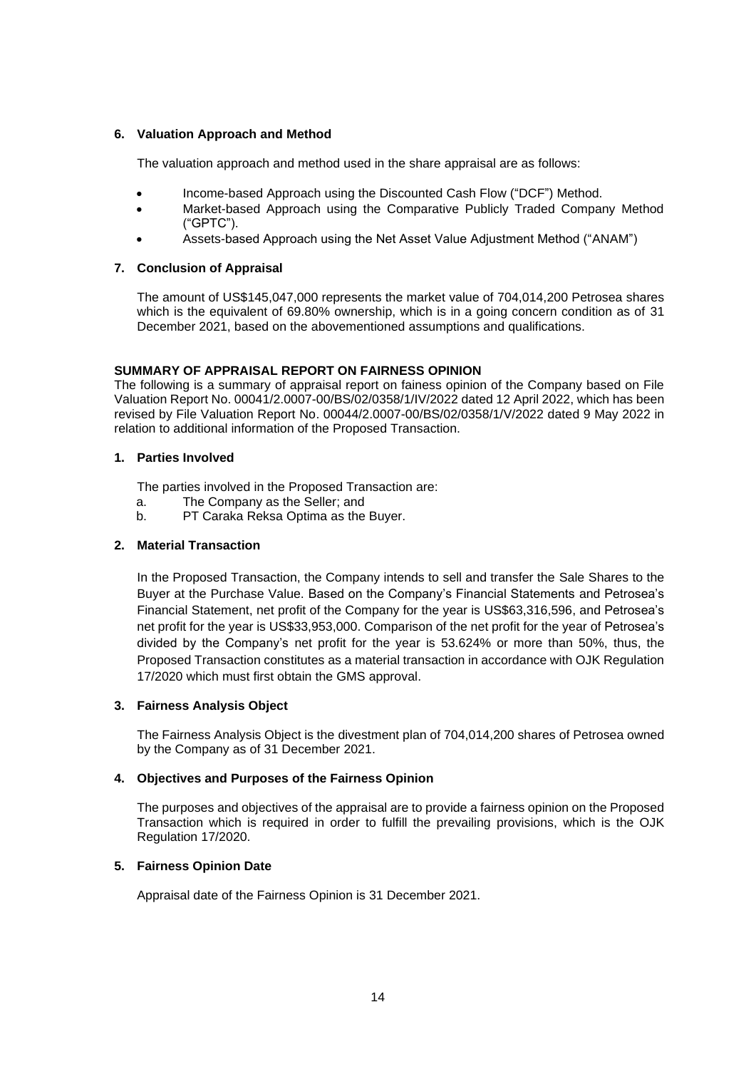**6. Valuation Approach and Method**

The valuation approach and method used in the share appraisal are as follows:

- Income-based Approach using the Discounted Cash Flow ("DCF") Method.
- Market-based Approach using the Comparative Publicly Traded Company Method ("GPTC").
- Assets-based Approach using the Net Asset Value Adjustment Method ("ANAM")

**7. Conclusion of Appraisal**

The amount of US$145,047,000 represents the market value of 704,014,200 Petrosea shares which is the equivalent of 69.80% ownership, which is in a going concern condition as of 31 December 2021, based on the abovementioned assumptions and qualifications.

**SUMMARY OF APPRAISAL REPORT ON FAIRNESS OPINION**

The following is a summary of appraisal report on fainess opinion of the Company based on File Valuation Report No. 00041/2.0007-00/BS/02/0358/1/IV/2022 dated 12 April 2022, which has been revised by File Valuation Report No. 00044/2.0007-00/BS/02/0358/1/V/2022 dated 9 May 2022 in relation to additional information of the Proposed Transaction.

**1. Parties Involved**

The parties involved in the Proposed Transaction are:

a. The Company as the Seller; and
b. PT Caraka Reksa Optima as the Buyer.

**2. Material Transaction**

In the Proposed Transaction, the Company intends to sell and transfer the Sale Shares to the Buyer at the Purchase Value. Based on the Company's Financial Statements and Petrosea's Financial Statement, net profit of the Company for the year is US$63,316,596, and Petrosea's net profit for the year is US$33,953,000. Comparison of the net profit for the year of Petrosea's divided by the Company's net profit for the year is 53.624% or more than 50%, thus, the Proposed Transaction constitutes as a material transaction in accordance with OJK Regulation 17/2020 which must first obtain the GMS approval.

**3. Fairness Analysis Object**

The Fairness Analysis Object is the divestment plan of 704,014,200 shares of Petrosea owned by the Company as of 31 December 2021.

**4. Objectives and Purposes of the Fairness Opinion**

The purposes and objectives of the appraisal are to provide a fairness opinion on the Proposed Transaction which is required in order to fulfill the prevailing provisions, which is the OJK Regulation 17/2020.

**5. Fairness Opinion Date**

Appraisal date of the Fairness Opinion is 31 December 2021.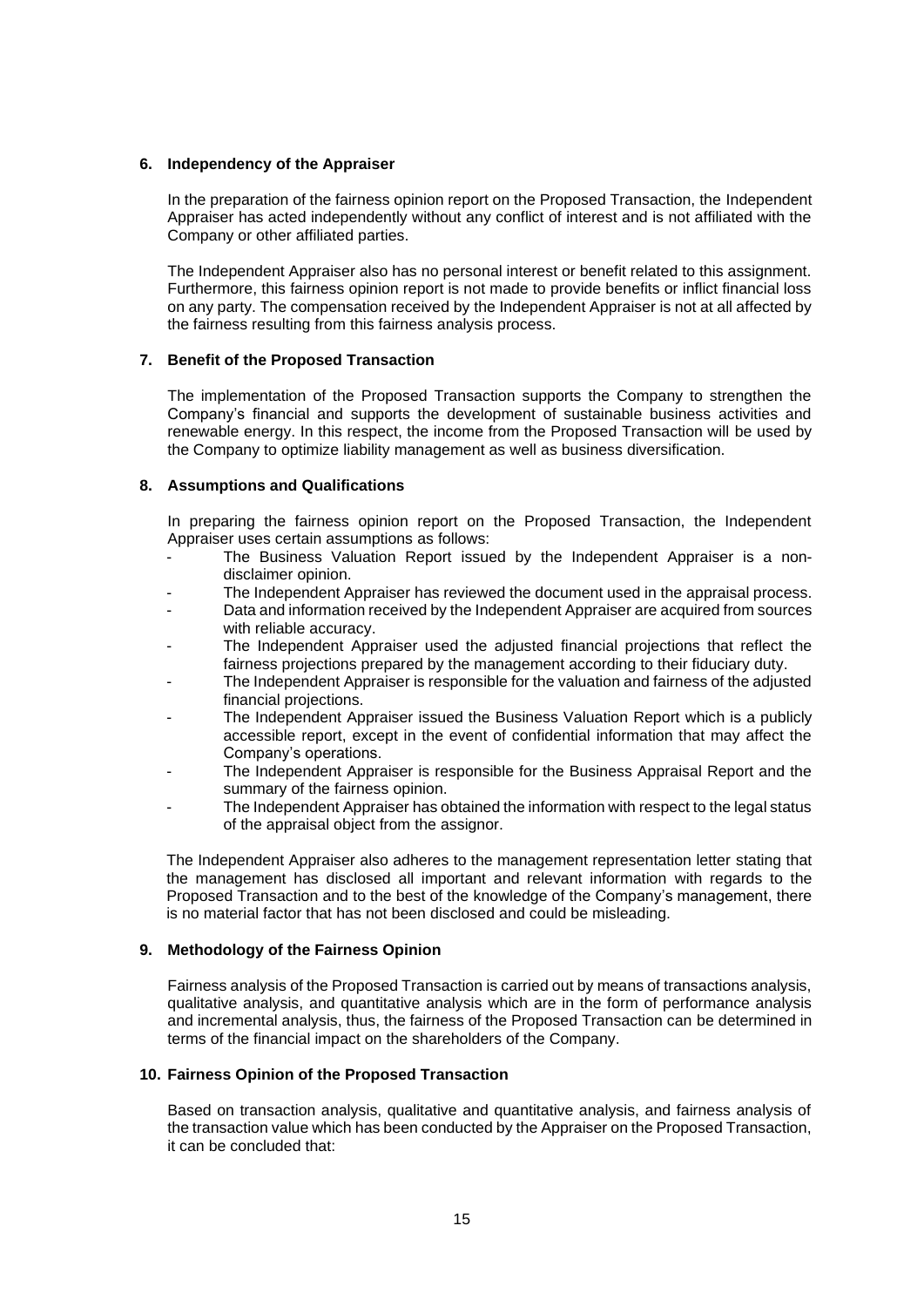### 6. Independency of the Appraiser

In the preparation of the fairness opinion report on the Proposed Transaction, the Independent Appraiser has acted independently without any conflict of interest and is not affiliated with the Company or other affiliated parties.

The Independent Appraiser also has no personal interest or benefit related to this assignment. Furthermore, this fairness opinion report is not made to provide benefits or inflict financial loss on any party. The compensation received by the Independent Appraiser is not at all affected by the fairness resulting from this fairness analysis process.

### 7. Benefit of the Proposed Transaction

The implementation of the Proposed Transaction supports the Company to strengthen the Company's financial and supports the development of sustainable business activities and renewable energy. In this respect, the income from the Proposed Transaction will be used by the Company to optimize liability management as well as business diversification.

### 8. Assumptions and Qualifications

In preparing the fairness opinion report on the Proposed Transaction, the Independent Appraiser uses certain assumptions as follows:

- The Business Valuation Report issued by the Independent Appraiser is a non-disclaimer opinion.
- The Independent Appraiser has reviewed the document used in the appraisal process.
- Data and information received by the Independent Appraiser are acquired from sources with reliable accuracy.
- The Independent Appraiser used the adjusted financial projections that reflect the fairness projections prepared by the management according to their fiduciary duty.
- The Independent Appraiser is responsible for the valuation and fairness of the adjusted financial projections.
- The Independent Appraiser issued the Business Valuation Report which is a publicly accessible report, except in the event of confidential information that may affect the Company's operations.
- The Independent Appraiser is responsible for the Business Appraisal Report and the summary of the fairness opinion.
- The Independent Appraiser has obtained the information with respect to the legal status of the appraisal object from the assignor.

The Independent Appraiser also adheres to the management representation letter stating that the management has disclosed all important and relevant information with regards to the Proposed Transaction and to the best of the knowledge of the Company's management, there is no material factor that has not been disclosed and could be misleading.

### 9. Methodology of the Fairness Opinion

Fairness analysis of the Proposed Transaction is carried out by means of transactions analysis, qualitative analysis, and quantitative analysis which are in the form of performance analysis and incremental analysis, thus, the fairness of the Proposed Transaction can be determined in terms of the financial impact on the shareholders of the Company.

### 10. Fairness Opinion of the Proposed Transaction

Based on transaction analysis, qualitative and quantitative analysis, and fairness analysis of the transaction value which has been conducted by the Appraiser on the Proposed Transaction, it can be concluded that: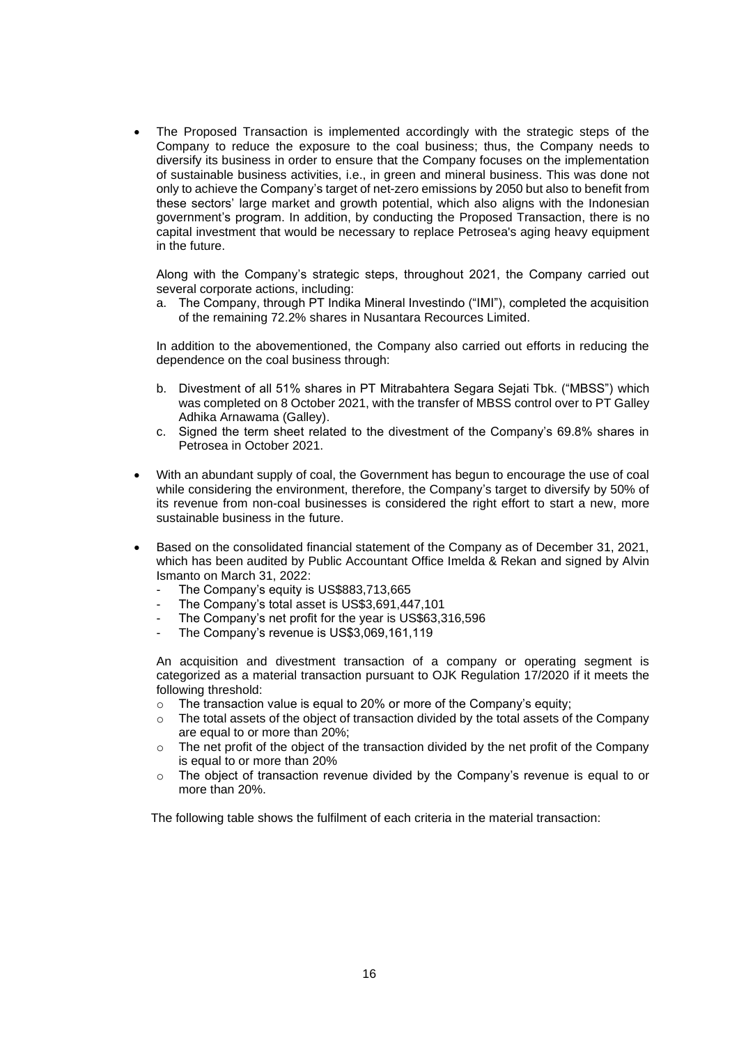- The Proposed Transaction is implemented accordingly with the strategic steps of the Company to reduce the exposure to the coal business; thus, the Company needs to diversify its business in order to ensure that the Company focuses on the implementation of sustainable business activities, i.e., in green and mineral business. This was done not only to achieve the Company's target of net-zero emissions by 2050 but also to benefit from these sectors' large market and growth potential, which also aligns with the Indonesian government's program. In addition, by conducting the Proposed Transaction, there is no capital investment that would be necessary to replace Petrosea's aging heavy equipment in the future.

  Along with the Company's strategic steps, throughout 2021, the Company carried out several corporate actions, including:

  a. The Company, through PT Indika Mineral Investindo ("IMI"), completed the acquisition of the remaining 72.2% shares in Nusantara Recources Limited.

  In addition to the abovementioned, the Company also carried out efforts in reducing the dependence on the coal business through:

  b. Divestment of all 51% shares in PT Mitrabahtera Segara Sejati Tbk. ("MBSS") which was completed on 8 October 2021, with the transfer of MBSS control over to PT Galley Adhika Arnawama (Galley).

  c. Signed the term sheet related to the divestment of the Company's 69.8% shares in Petrosea in October 2021.

- With an abundant supply of coal, the Government has begun to encourage the use of coal while considering the environment, therefore, the Company's target to diversify by 50% of its revenue from non-coal businesses is considered the right effort to start a new, more sustainable business in the future.

- Based on the consolidated financial statement of the Company as of December 31, 2021, which has been audited by Public Accountant Office Imelda & Rekan and signed by Alvin Ismanto on March 31, 2022:
  - The Company's equity is US$883,713,665
  - The Company's total asset is US$3,691,447,101
  - The Company's net profit for the year is US$63,316,596
  - The Company's revenue is US$3,069,161,119

  An acquisition and divestment transaction of a company or operating segment is categorized as a material transaction pursuant to OJK Regulation 17/2020 if it meets the following threshold:
  - The transaction value is equal to 20% or more of the Company's equity;
  - The total assets of the object of transaction divided by the total assets of the Company are equal to or more than 20%;
  - The net profit of the object of the transaction divided by the net profit of the Company is equal to or more than 20%
  - The object of transaction revenue divided by the Company's revenue is equal to or more than 20%.

  The following table shows the fulfilment of each criteria in the material transaction: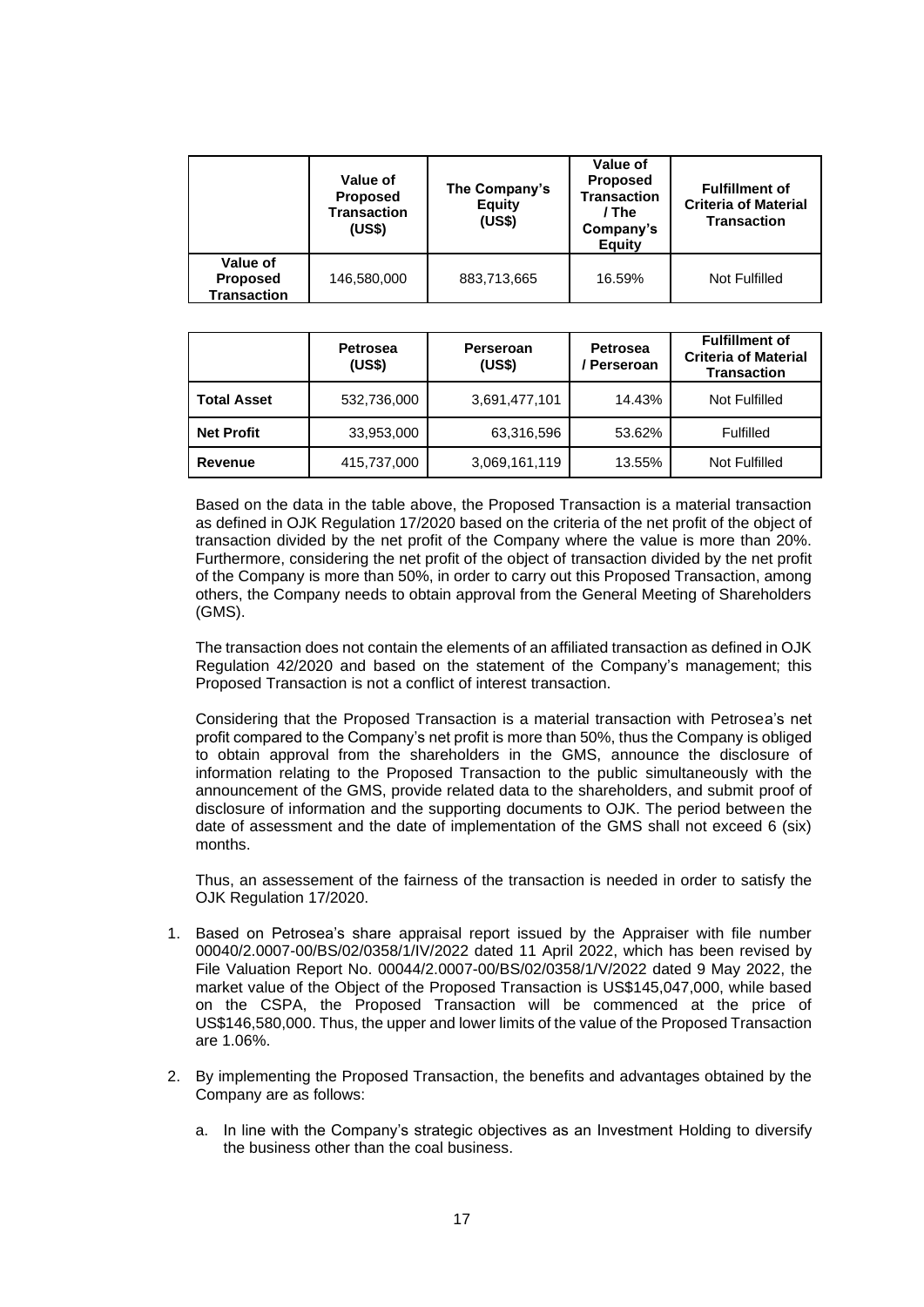| | Value of Proposed Transaction (US$) | The Company's Equity (US$) | Value of Proposed Transaction / The Company's Equity | Fulfillment of Criteria of Material Transaction |
|---|---|---|---|---|
| Value of Proposed Transaction | 146,580,000 | 883,713,665 | 16.59% | Not Fulfilled |

| | Petrosea (US$) | Perseroan (US$) | Petrosea / Perseroan | Fulfillment of Criteria of Material Transaction |
|---|---|---|---|---|
| Total Asset | 532,736,000 | 3,691,477,101 | 14.43% | Not Fulfilled |
| Net Profit | 33,953,000 | 63,316,596 | 53.62% | Fulfilled |
| Revenue | 415,737,000 | 3,069,161,119 | 13.55% | Not Fulfilled |

Based on the data in the table above, the Proposed Transaction is a material transaction as defined in OJK Regulation 17/2020 based on the criteria of the net profit of the object of transaction divided by the net profit of the Company where the value is more than 20%. Furthermore, considering the net profit of the object of transaction divided by the net profit of the Company is more than 50%, in order to carry out this Proposed Transaction, among others, the Company needs to obtain approval from the General Meeting of Shareholders (GMS).

The transaction does not contain the elements of an affiliated transaction as defined in OJK Regulation 42/2020 and based on the statement of the Company's management; this Proposed Transaction is not a conflict of interest transaction.

Considering that the Proposed Transaction is a material transaction with Petrosea's net profit compared to the Company's net profit is more than 50%, thus the Company is obliged to obtain approval from the shareholders in the GMS, announce the disclosure of information relating to the Proposed Transaction to the public simultaneously with the announcement of the GMS, provide related data to the shareholders, and submit proof of disclosure of information and the supporting documents to OJK. The period between the date of assessment and the date of implementation of the GMS shall not exceed 6 (six) months.

Thus, an assessement of the fairness of the transaction is needed in order to satisfy the OJK Regulation 17/2020.

1. Based on Petrosea's share appraisal report issued by the Appraiser with file number 00040/2.0007-00/BS/02/0358/1/IV/2022 dated 11 April 2022, which has been revised by File Valuation Report No. 00044/2.0007-00/BS/02/0358/1/V/2022 dated 9 May 2022, the market value of the Object of the Proposed Transaction is US$145,047,000, while based on the CSPA, the Proposed Transaction will be commenced at the price of US$146,580,000. Thus, the upper and lower limits of the value of the Proposed Transaction are 1.06%.

2. By implementing the Proposed Transaction, the benefits and advantages obtained by the Company are as follows:

   a. In line with the Company's strategic objectives as an Investment Holding to diversify the business other than the coal business.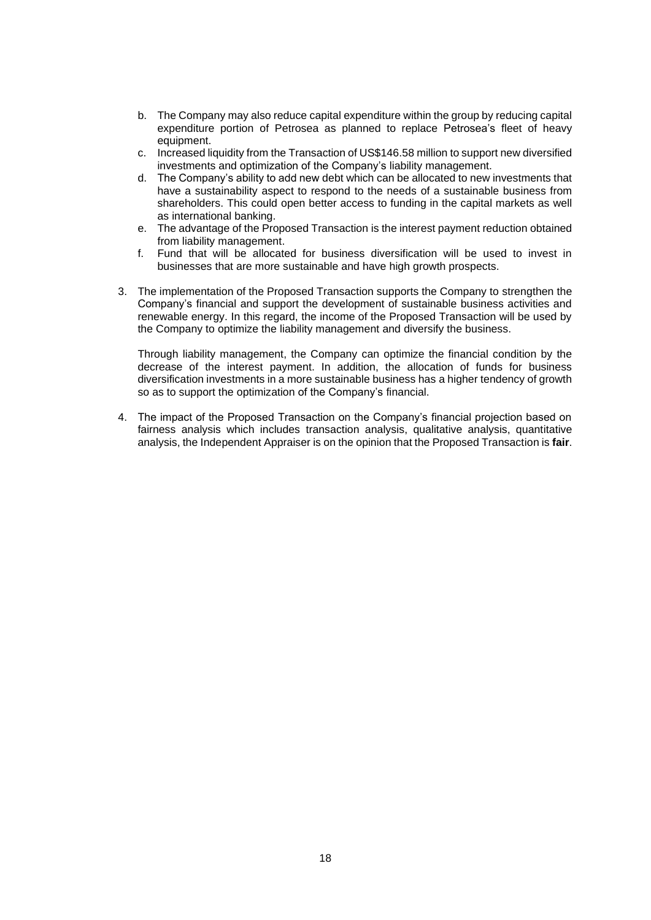b. The Company may also reduce capital expenditure within the group by reducing capital expenditure portion of Petrosea as planned to replace Petrosea's fleet of heavy equipment.
c. Increased liquidity from the Transaction of US$146.58 million to support new diversified investments and optimization of the Company's liability management.
d. The Company's ability to add new debt which can be allocated to new investments that have a sustainability aspect to respond to the needs of a sustainable business from shareholders. This could open better access to funding in the capital markets as well as international banking.
e. The advantage of the Proposed Transaction is the interest payment reduction obtained from liability management.
f. Fund that will be allocated for business diversification will be used to invest in businesses that are more sustainable and have high growth prospects.

3. The implementation of the Proposed Transaction supports the Company to strengthen the Company's financial and support the development of sustainable business activities and renewable energy. In this regard, the income of the Proposed Transaction will be used by the Company to optimize the liability management and diversify the business.

   Through liability management, the Company can optimize the financial condition by the decrease of the interest payment. In addition, the allocation of funds for business diversification investments in a more sustainable business has a higher tendency of growth so as to support the optimization of the Company's financial.

4. The impact of the Proposed Transaction on the Company's financial projection based on fairness analysis which includes transaction analysis, qualitative analysis, quantitative analysis, the Independent Appraiser is on the opinion that the Proposed Transaction is **fair**.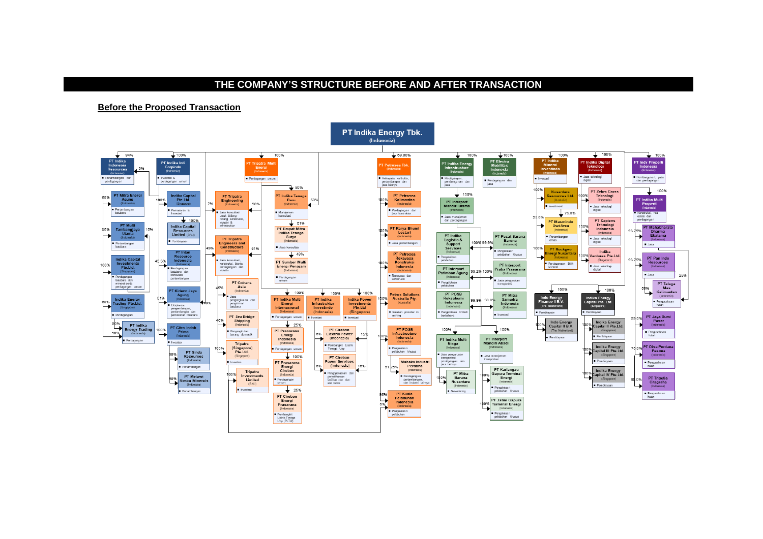# THE COMPANY'S STRUCTURE BEFORE AND AFTER TRANSACTION

## Before the Proposed Transaction

**PT Indika Energy Tbk.** (Indonesia)

- 94% — PT Indika Indonesia Resources (Indonesia) — Pertambangan dan perdagangan
  - 60% — PT Mitra Energi Agung (Indonesia) — Pertambangan batubara
  - 85% — PT Multi Tambangjaya Utama (Indonesia) — Pertambangan batubara
  - 100% — Indika Capital Investments Pte. Ltd. (Singapore) — Perdagangan batubara dan mineral serta perdagangan umum
  - 60% — Indika Energy Trading Pte. Ltd. (Singapore) — Perdagangan
  - 90% — PT Indika Energy Trading (Indonesia) — Perdagangan
- 100% — PT Indika Inti Corpindo (Indonesia) — Investasi & perdagangan umum
  - 100% — Indika Capital Pte. Ltd. (Singapore) — Pemasaran & Investasi
  - 100% — Indika Capital Resources Limited (B.V.I) — Pembiayaan
  - PT Intan Resource Indonesia (Indonesia) — Perdagangan batubara dan konsultasi pertambangan
  - 51% — PT Kideco Jaya Agung (Indonesia) — Eksplorasi, pengembangan, pertambangan dan pemasaran batubara
  - 100% — PT Citra Indah Prima (Indonesia) — Investasi
    - 80% — PT Sindo Resources (Indonesia) — Pertambangan
    - 80% — PT Melawi Rimba Minerals (Indonesia) — Pertambangan
- 100% — PT Tripatra Multi Energi (Indonesia) — Perdagangan umum
  - PT Tripatra Engineering (Indonesia) — Jasa konsultasi untuk bidang teknik konstruksi, industri & infrastruktur
  - PT Tripatra Engineers and Constructors (Indonesia) — Jasa konsultasi, konstruksi, teknik, perdagangan dan industri
  - PT Cotrans Asia (Indonesia) — Jasa pengangkutan dan pengiriman batubara
  - PT Sea Bridge Shipping (Indonesia) — Pengangkutan barang domestik
  - Tripatra (Singapore) Pte. Ltd. (Singapore) — Investasi
  - Tripatra Investments Limited (B.V.I) — Investasi
  - 50% — PT Indika Tenaga Baru (Indonesia) — Manajemen konsultasi
    - 51% — PT Empat Mitra Indika Tenaga Surya (Indonesia) — Jasa konsultasi
    - 49% — PT Sumber Multi Energi Penajam (Indonesia) — Perdagangan umum
  - 100% — PT Indika Multi Energi Internasional (Indonesia) — Perdagangan umum
    - 25% — PT Prasarana Energi Indonesia (Indonesia) — Perdagangan umum
    - PT Prasarana Energi Cirebon (Indonesia) — Perdagangan umum
    - 25% — PT Cirebon Energi Prasarana (Indonesia) — Pembangkit Listrik Tenaga Uap (PLTU)
  - 100% — PT Indika Infrastruktur Investindo (Indonesia) — Investasi
    - PT Cirebon Electric Power (Indonesia) — Pembangkit Listrik Tenaga Uap
    - PT Cirebon Power Services (Indonesia) — Pengoperasian dan pemeliharaan fasilitas dan alat-alat listrik
  - 100% — Indika Power Investments Pte Ltd (Singapore) — Investasi
- 69.80% — PT Petrosea Tbk. (Indonesia) — Rekayasa, konstruksi, pertambangan dan jasa lainnya
  - 100% — PT Petrosea Kalimantan (Indonesia) — Perdagangan dan jasa konstruksi
  - 100% — PT Karya Bhumi Lestari (Indonesia) — Jasa pertambangan
  - 100% — PT Petrosea Rekayasa Konstruksi Indonesia (Indonesia) — Rekayasa dan konstruksi
  - 100% — Petros Solutions Australia Pty (Australia) — Solution provider in mining
  - 100% — PT POSB Infrastructure Indonesia (Indonesia) — Pengelolaan pelabuhan khusus
    - 51.25% — Mahakam Industri Perdana (Indonesia) — Perdagangan, pertambangan, dan industri lainnya
    - 95% — PT Kuala Pelabuhan Indonesia (Indonesia) — Pengelolaan pelabuhan
- 100% — PT Indika Energy Infrastructure (Indonesia) — Perdagangan, pertambangan dan jasa
  - 100% — PT Interport Mandiri Utama (Indonesia) — Jasa manajemen dan perdagangan
    - PT Indika Logistic & Support Services (Indonesia) — Pengelolaan pelabuhan
    - 99.9% — PT Pusat Sarana Baruna (Indonesia) — Pengelolaan pelabuhan khusus
    - 99.2% — PT Interport Patimban Agung (Indonesia) — Pengelolaan pelabuhan
    - PT Interport Praba Prasarana (Indonesia) — Jasa pengurusan transportasi
    - PT POSB Reksabumi Indonesia (Indonesia) — Pengelolaan limbah berbahaya
    - 30.0% — PT Mitra Samudra Indonesia (Indonesia) — Investasi
    - 100% — PT Indika Multi Niaga (Indonesia) — Jasa pengurusan transportasi, perdagangan dan jasa lainnya
      - 100% — PT Mitra Baruna Nusantara (Indonesia) — Stevedoring
    - 100% — PT Interport Mandiri Abadi (Indonesia) — Jasa manajemen transportasi
      - 100% — PT Karlangau Gapura Terminal Energi (Indonesia) — Pengelolaan pelabuhan khusus
      - 100% — PT Jatim Gapura Terminal Energi (Indonesia) — Pengelolaan pelabuhan khusus
- 100% — PT Electra Mobilitas Indonesia (Indonesia) — Perdagangan dan jasa
- 100% — PT Indika Mineral Investindo (Indonesia) — Investasi
  - 100% — Nusantara Resources Ltd. (Australia) — Investment
    - 75.0% — PT Masmindo Dwi Area (Indonesia) — Pertambangan emas
  - 25.0% — PT Masmindo Dwi Area
  - 100% — PT Rockgen Energi Nusantara (Indonesia) — Perdagangan Bijih Mineral
- 100% — PT Indika Digital Teknologi (Indonesia) — Jasa teknologi digital
  - 100% — PT Zebra Cross Teknologi (Indonesia) — Jasa teknologi digital
  - 100% — PT Xapiens Teknologi Indonesia (Indonesia) — Jasa teknologi digital
  - 100% — Indika Ventures Pte. Ltd. (Singapore) — Jasa teknologi digital
- 100% — Indo Energy Finance II B.V. (The Netherland) — Pembiayaan
  - 100% — Indo Energy Capital II B.V. (The Netherland) — Pembiayaan
- 100% — Indika Energy Capital Pte. Ltd. (Singapore) — Pembiayaan
  - 100% — Indika Energy Capital II Pte Ltd. (Singapore) — Pembiayaan
  - 100% — Indika Energy Capital III Pte. Ltd. (Singapore) — Pembiayaan
  - 100% — Indika Energy Capital IV Pte Ltd. (Singapore) — Pembiayaan
- 100% — PT Indy Properti Indonesia (Indonesia) — Pembangunan, jasa dan perdagangan
  - 100% — PT Indika Multi Properti (Indonesia) — Konstruksi, real estate dan perdagangan
    - 93.75% — PT Mahabharata Dharma Ekatama (Indonesia) — Jasa
    - 93.75% — PT Pan Indo Resources (Indonesia) — Jasa
    - 56% — PT Telaga Mas Kalimantan (Indonesia) — Pengusahaan hutan
    - 99.0% — PT Jaya Bumi Paser (Indonesia) — Pengusahaan hutan
    - 75.0% — PT Diva Perdana Pesona (Indonesia) — Pengusahaan hutan
    - 80.0% — PT Trisetia Citagraha (Indonesia) — Pengusahaan hutan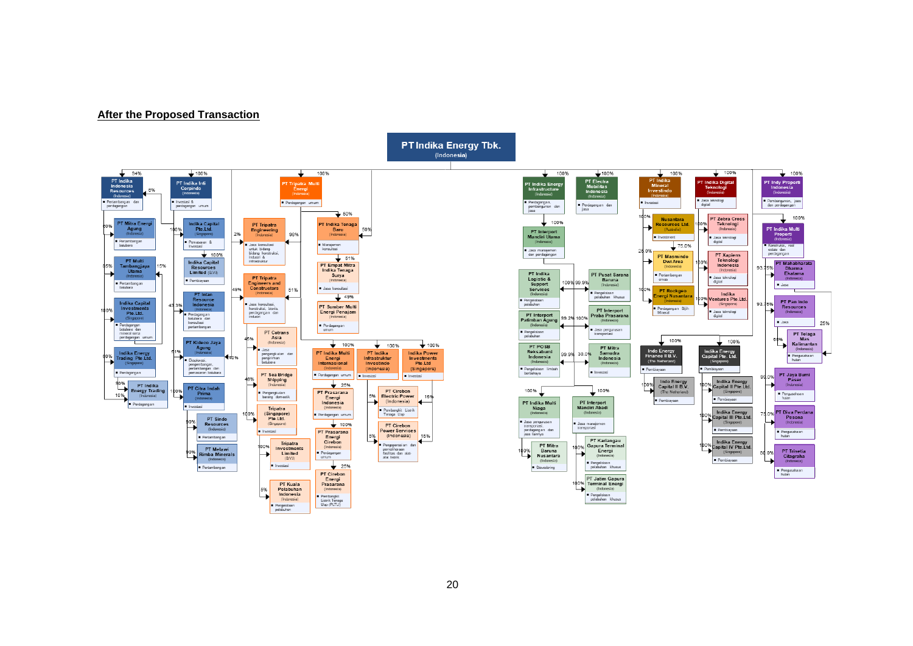## After the Proposed Transaction

**PT Indika Energy Tbk.** (Indonesia)

- 94% — PT Indika Indonesia Resources (Indonesia) — Pertambangan dan perdagangan
  - 6% (from PT Indika Infi Corpindo)
  - 60% — PT Mitra Energi Agung (Indonesia) — Pertambangan batubara
  - 85% — PT Multi Tambangjaya Utama (Indonesia) — Pertambangan batubara (15%)
  - 100% — Indika Capital Investments Pte. Ltd. (Singapore) — Perdagangan batubara dan mineral serta pertambangan umum
  - 60% — Indika Energy Trading Pte. Ltd. (Singapore) — Perdagangan
  - 90% — PT Indika Energy Trading (Indonesia) — Perdagangan (10%)
- 100% — PT Indika Infi Corpindo (Indonesia) — Investasi & perdagangan umum
  - 100% — Indika Capital Pte. Ltd. (Singapore) — Pemasaran & Investasi
  - 100% — Indika Capital Resources Limited (BVI) — Pembiayaan
  - 43.3% — PT Intan Resource Indonesia (Indonesia) — Perdagangan batubara dan konsultasi pertambangan
  - 51% — PT Kideco Jaya Agung (Indonesia) — Eksplorasi, pengembangan, pertambangan dan pemasaran batubara (40%)
  - 100% — PT Citra Indah Prima (Indonesia) — Investasi
  - 90% — PT Sindo Resources (Indonesia) — Pertambangan
  - 90% — PT Melawi Rimba Minerals (Indonesia) — Pertambangan
- 100% — PT Tripatra Multi Energi (Indonesia) — Perdagangan umum
  - PT Tripatra Engineering (Indonesia) — Jasa konsultasi untuk bidang bidang konstruksi, industri & infrastruktur (98%, 2%)
  - PT Tripatra Engineers and Constructors (Indonesia) — Jasa konsultasi, konstruksi, bisnis, perdagangan dan industri (49%, 51%)
  - 46% — PT Cotrans Asia (Indonesia) — Jasa pengangkutan dan penyimpanan batubara
  - 46% — PT Sea Bridge Shipping (Indonesia) — Pengangkutan barang domestik
  - 100% — Tripatra (Singapore) Pte. Ltd. (Singapore) — Investasi
    - 100% — Tripatra Investments Limited (BVI) — Investasi
    - 5% — PT Kuala Pelabuhan Indonesia (Indonesia) — Pengelolaan pelabuhan
  - 50% — PT Indika Tenaga Baru (Indonesia) — Manajemen konsultasi (50%)
    - 51% — PT Empat Mitra Indika Tenaga Surya (Indonesia) — Jasa konsultasi
    - 49% — PT Sumber Multi Energi Penajam (Indonesia) — Perdagangan umum
  - 100% — PT Indika Multi Energi Internasional (Indonesia) — Perdagangan umum
    - 25% — PT Prasarana Energi Indonesia (Indonesia) — Perdagangan umum
    - 100% — PT Prasarana Energi Cirebon (Indonesia) — Perdagangan umum
    - 25% — PT Cirebon Energi Prasarana (Indonesia) — Pembangkit Listrik Tenaga Uap (PLTU)
  - 100% — PT Indika Infrastruktur Investindo (Indonesia) — Investasi
    - 5% — PT Cirebon Electric Power (Indonesia) — Pembangkit Listrik Tenaga Uap (15%)
    - 5% — PT Cirebon Power Services (Indonesia) — Pengoperasian dan pemeliharaan fasilitas dan alat-alat teknik (15%)
  - 100% — Indika Power Investments Pte.Ltd (Singapore) — Investasi
- 100% — PT Indika Energy Infrastructure (Indonesia) — Perdagangan, pembangunan dan jasa
  - 100% — PT Interport Mandiri Utama (Indonesia) — Jasa manajemen dan perdagangan
    - 100% — PT Indika Logistic & Support Services (Indonesia) — Pengelolaan pelabuhan
    - 99.9% — PT Pusat Sarana Baruna (Indonesia) — Pengelolaan pelabuhan khusus
    - PT Interport Patimban Agung (Indonesia) — Pengelolaan pelabuhan (99.2%)
    - 100% — PT Interport Praba Prasarana (Indonesia) — Jasa pengurusan transportasi
    - 99.9% — PT POSB Reksabumi Indonesia (Indonesia) — Pengelolaan limbah berbahaya
    - 80.0% — PT Mitra Samudra Indonesia (Indonesia) — Investasi
    - 100% — PT Indika Multi Niaga (Indonesia) — Jasa pengurusan transportasi, perdagangan dan jasa lainnya
      - 100% — PT Mitra Baruna Nusantara (Indonesia) — Stevedoring
    - 100% — PT Interport Mandiri Abadi (Indonesia) — Jasa manajemen transportasi
      - 100% — PT Kariangau Gapura Terminal Energi (Indonesia) — Pengelolaan pelabuhan khusus
      - 100% — PT Jatim Gapura Terminal Energi (Indonesia) — Pengelolaan pelabuhan khusus
- 100% — PT Electra Mobilitas Indonesia (Indonesia) — Perdagangan dan jasa
- 100% — PT Indika Mineral Investindo (Indonesia) — Investasi
  - 100% — Nusantara Resources Ltd. (Australia) — Investment
    - 75.0% — PT Masmindo Dwi Area (Indonesia) — Pertambangan emas
  - 25.0%
  - 100% — PT Rockgeo Energi Nusantara (Indonesia) — Perdagangan Bijih Mineral
  - 100% — Indo Energy Finance II B.V. (The Netherland) — Pembiayaan
    - 100% — Indo Energy Capital II B.V. (The Netherland) — Pembiayaan
- 100% — PT Indika Digital Teknologi (Indonesia) — Jasa teknologi digital
  - 100% — PT Zebra Cross Teknologi (Indonesia) — Jasa teknologi digital
  - 100% — PT Kapiens Teknologi Indonesia (Indonesia) — Jasa teknologi digital
  - 100% — Indika Ventures Pte. Ltd. (Singapore) — Jasa teknologi digital
  - 100% — Indika Energy Capital Pte. Ltd. (Singapore) — Pembiayaan
    - 100% — Indika Energy Capital II Pte Ltd. (Singapore) — Pembiayaan
    - 100% — Indika Energy Capital III Pte.Ltd. (Singapore) — Pembiayaan
    - 100% — Indika Energy Capital IV Pte.Ltd. (Singapore) — Pembiayaan
- 100% — PT Indy Properti Indonesia (Indonesia) — Pembangunan, jasa dan perdagangan
  - 100% — PT Indika Multi Properti (Indonesia) — Konstruksi, real estate dan perdagangan
    - 93.75% — PT Mahabharata Dharma Ekatama (Indonesia) — Jasa
    - 93.75% — PT Pan Indo Resources (Indonesia) — Jasa
      - 25%
      - 50% — PT Telaga Mas Kalimantan (Indonesia) — Pengusahaan hutan
    - 99.0% — PT Jaya Bumi Paser (Indonesia) — Pengusahaan hutan
    - 75.0% — PT Diva Perdana Pesona (Indonesia) — Pengusahaan hutan
    - 80.0% — PT Trisetia Citagraha (Indonesia) — Pengusahaan hutan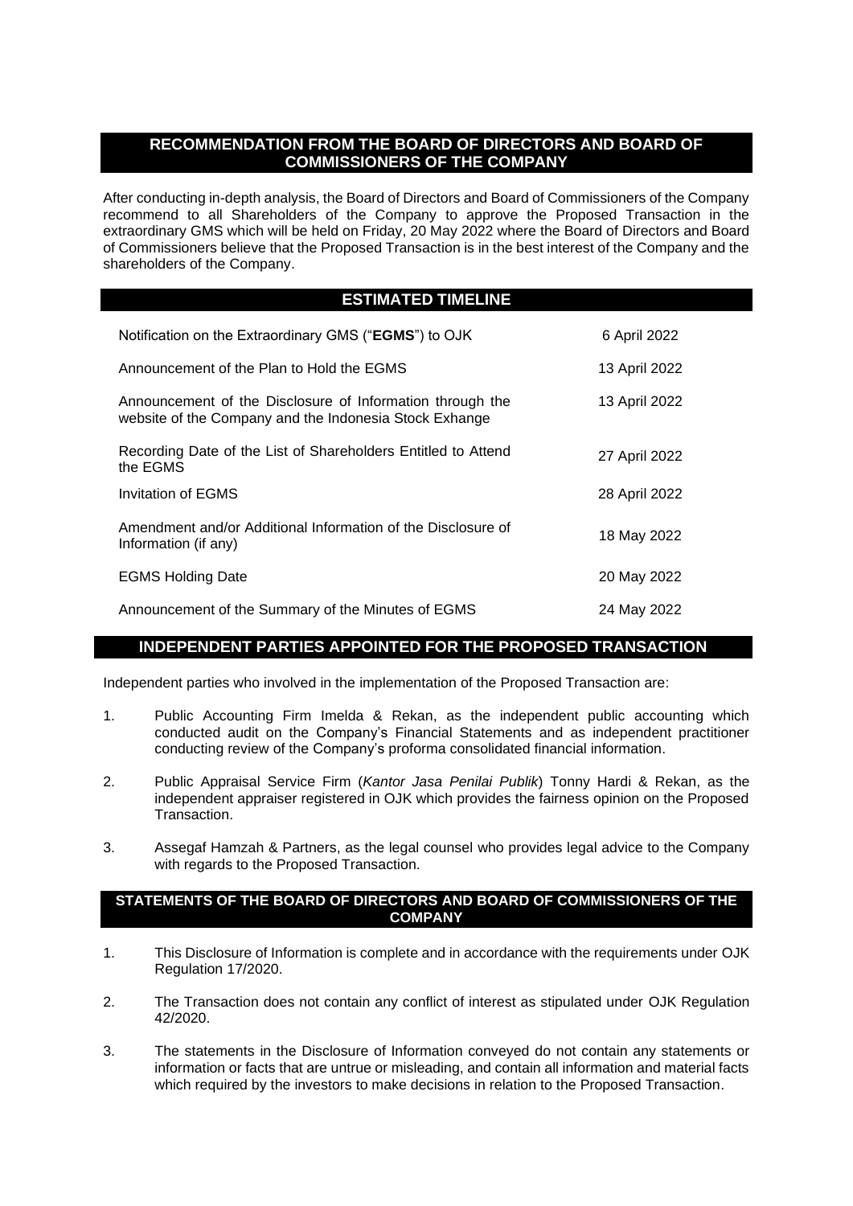## RECOMMENDATION FROM THE BOARD OF DIRECTORS AND BOARD OF COMMISSIONERS OF THE COMPANY

After conducting in-depth analysis, the Board of Directors and Board of Commissioners of the Company recommend to all Shareholders of the Company to approve the Proposed Transaction in the extraordinary GMS which will be held on Friday, 20 May 2022 where the Board of Directors and Board of Commissioners believe that the Proposed Transaction is in the best interest of the Company and the shareholders of the Company.

## ESTIMATED TIMELINE

| | |
|---|---|
| Notification on the Extraordinary GMS ("**EGMS**") to OJK | 6 April 2022 |
| Announcement of the Plan to Hold the EGMS | 13 April 2022 |
| Announcement of the Disclosure of Information through the website of the Company and the Indonesia Stock Exhange | 13 April 2022 |
| Recording Date of the List of Shareholders Entitled to Attend the EGMS | 27 April 2022 |
| Invitation of EGMS | 28 April 2022 |
| Amendment and/or Additional Information of the Disclosure of Information (if any) | 18 May 2022 |
| EGMS Holding Date | 20 May 2022 |
| Announcement of the Summary of the Minutes of EGMS | 24 May 2022 |

## INDEPENDENT PARTIES APPOINTED FOR THE PROPOSED TRANSACTION

Independent parties who involved in the implementation of the Proposed Transaction are:

1. Public Accounting Firm Imelda & Rekan, as the independent public accounting which conducted audit on the Company's Financial Statements and as independent practitioner conducting review of the Company's proforma consolidated financial information.
2. Public Appraisal Service Firm (*Kantor Jasa Penilai Publik*) Tonny Hardi & Rekan, as the independent appraiser registered in OJK which provides the fairness opinion on the Proposed Transaction.
3. Assegaf Hamzah & Partners, as the legal counsel who provides legal advice to the Company with regards to the Proposed Transaction.

## STATEMENTS OF THE BOARD OF DIRECTORS AND BOARD OF COMMISSIONERS OF THE COMPANY

1. This Disclosure of Information is complete and in accordance with the requirements under OJK Regulation 17/2020.
2. The Transaction does not contain any conflict of interest as stipulated under OJK Regulation 42/2020.
3. The statements in the Disclosure of Information conveyed do not contain any statements or information or facts that are untrue or misleading, and contain all information and material facts which required by the investors to make decisions in relation to the Proposed Transaction.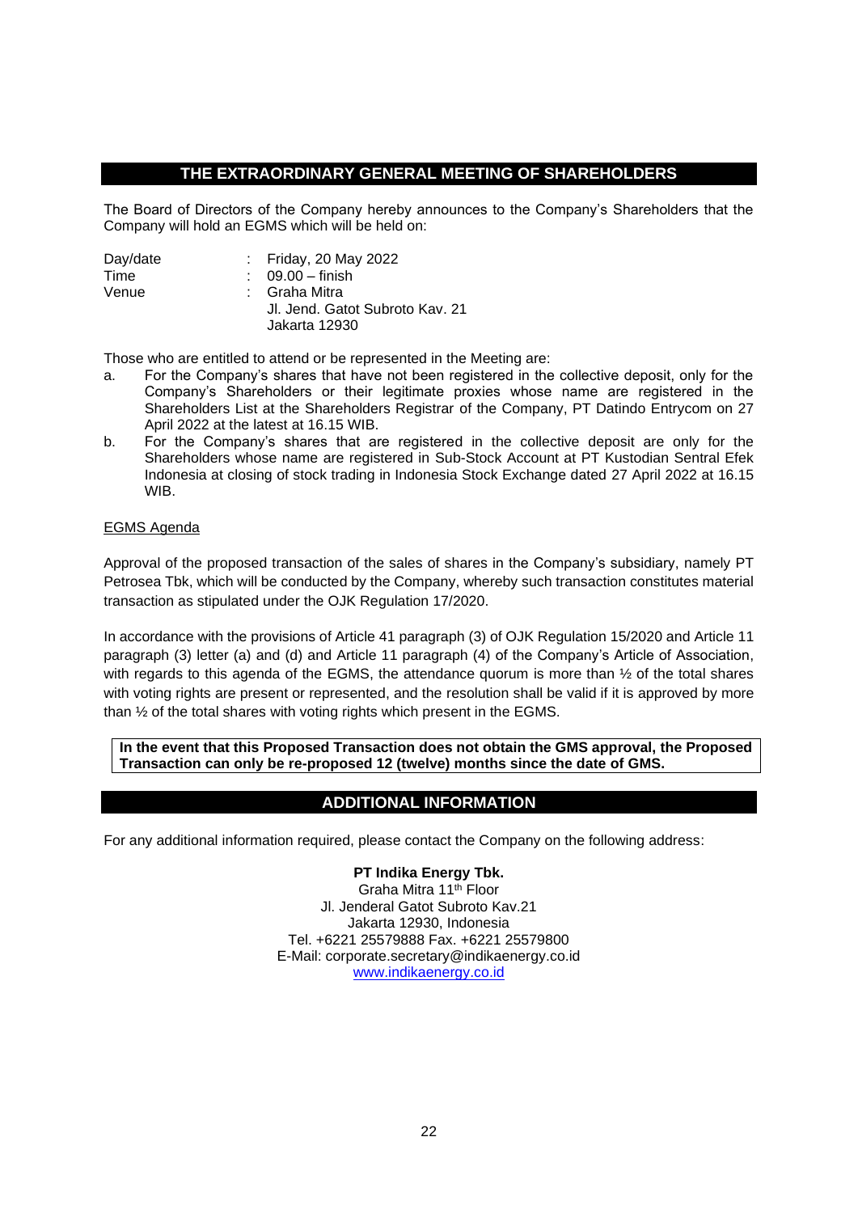## THE EXTRAORDINARY GENERAL MEETING OF SHAREHOLDERS

The Board of Directors of the Company hereby announces to the Company's Shareholders that the Company will hold an EGMS which will be held on:

| | | |
|---|---|---|
| Day/date | : | Friday, 20 May 2022 |
| Time | : | 09.00 – finish |
| Venue | : | Graha Mitra<br>Jl. Jend. Gatot Subroto Kav. 21<br>Jakarta 12930 |

Those who are entitled to attend or be represented in the Meeting are:

a. For the Company's shares that have not been registered in the collective deposit, only for the Company's Shareholders or their legitimate proxies whose name are registered in the Shareholders List at the Shareholders Registrar of the Company, PT Datindo Entrycom on 27 April 2022 at the latest at 16.15 WIB.
b. For the Company's shares that are registered in the collective deposit are only for the Shareholders whose name are registered in Sub-Stock Account at PT Kustodian Sentral Efek Indonesia at closing of stock trading in Indonesia Stock Exchange dated 27 April 2022 at 16.15 WIB.

<u>EGMS Agenda</u>

Approval of the proposed transaction of the sales of shares in the Company's subsidiary, namely PT Petrosea Tbk, which will be conducted by the Company, whereby such transaction constitutes material transaction as stipulated under the OJK Regulation 17/2020.

In accordance with the provisions of Article 41 paragraph (3) of OJK Regulation 15/2020 and Article 11 paragraph (3) letter (a) and (d) and Article 11 paragraph (4) of the Company's Article of Association, with regards to this agenda of the EGMS, the attendance quorum is more than ½ of the total shares with voting rights are present or represented, and the resolution shall be valid if it is approved by more than ½ of the total shares with voting rights which present in the EGMS.

**In the event that this Proposed Transaction does not obtain the GMS approval, the Proposed Transaction can only be re-proposed 12 (twelve) months since the date of GMS.**

## ADDITIONAL INFORMATION

For any additional information required, please contact the Company on the following address:

**PT Indika Energy Tbk.**
Graha Mitra 11th Floor
Jl. Jenderal Gatot Subroto Kav.21
Jakarta 12930, Indonesia
Tel. +6221 25579888 Fax. +6221 25579800
E-Mail: corporate.secretary@indikaenergy.co.id
www.indikaenergy.co.id